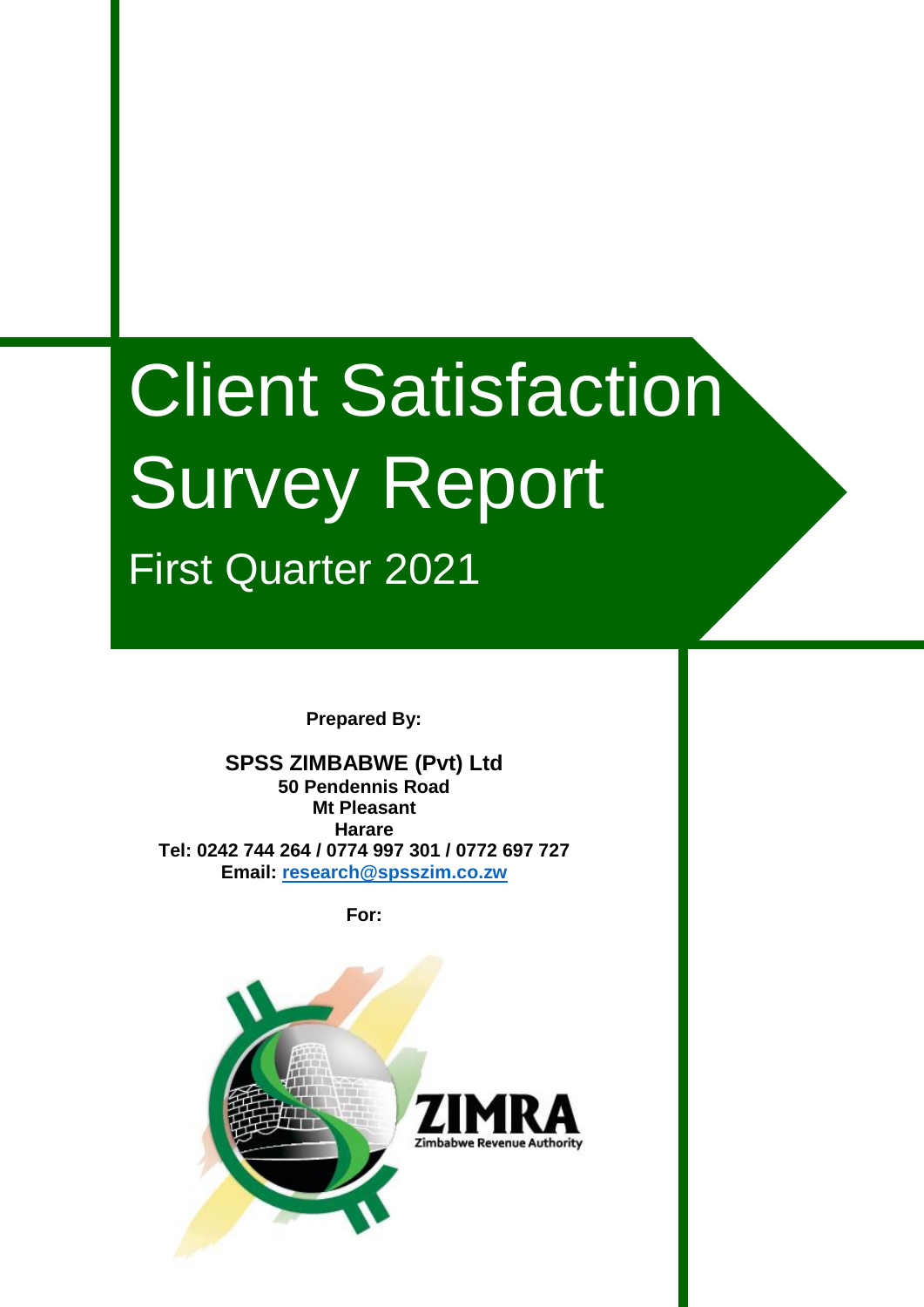# Client Satisfaction Survey Report

## First Quarter 2021

**Prepared By:**

**SPSS ZIMBABWE (Pvt) Ltd**
**50 Pendennis Road**
**Mt Pleasant**
**Harare**
**Tel: 0242 744 264 / 0774 997 301 / 0772 697 727**
**Email: research@spsszim.co.zw**

**For:**

ZIMRA
Zimbabwe Revenue Authority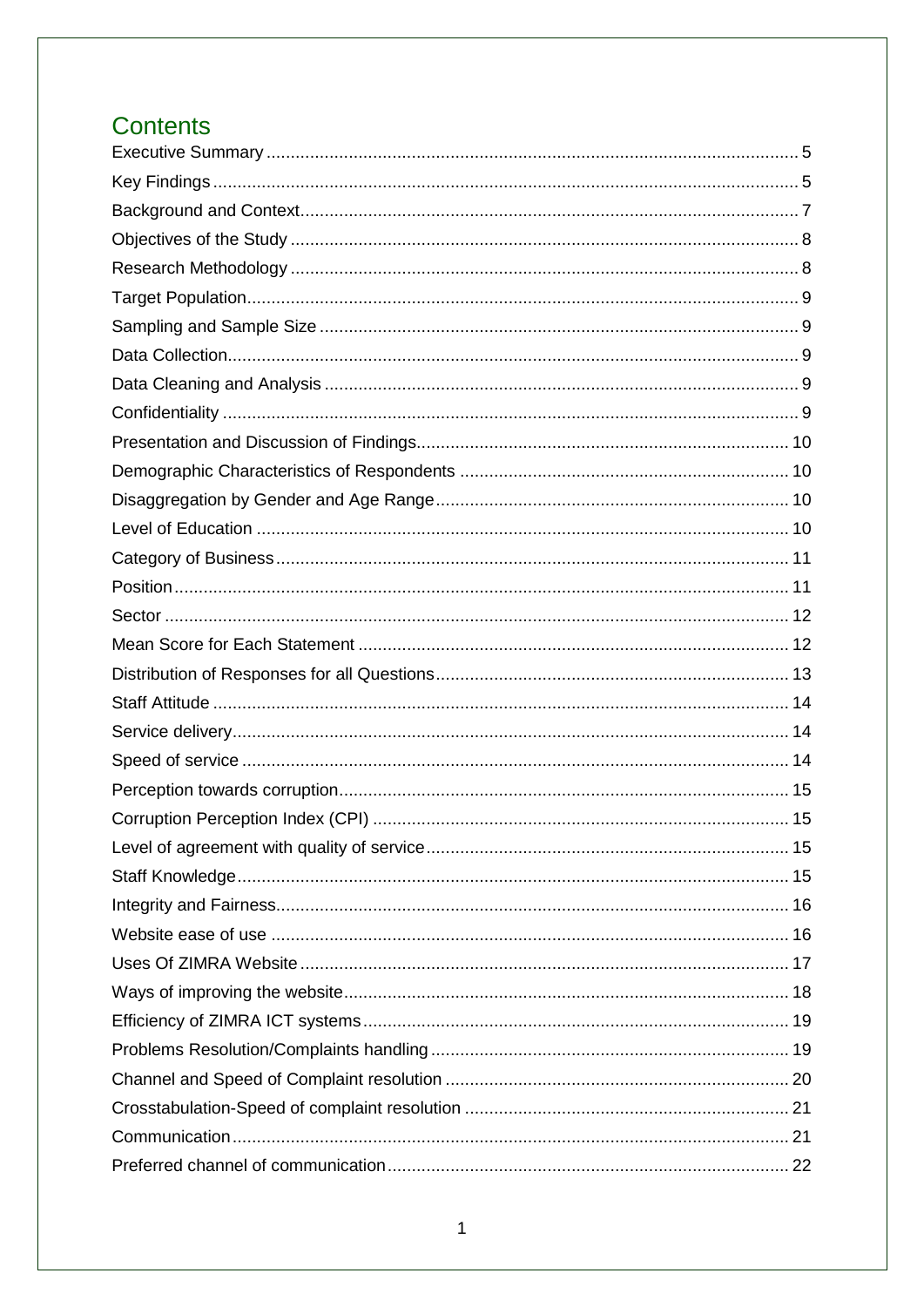# Contents

Executive Summary .......... 5
Key Findings .......... 5
Background and Context .......... 7
Objectives of the Study .......... 8
Research Methodology .......... 8
Target Population .......... 9
Sampling and Sample Size .......... 9
Data Collection .......... 9
Data Cleaning and Analysis .......... 9
Confidentiality .......... 9
Presentation and Discussion of Findings .......... 10
Demographic Characteristics of Respondents .......... 10
Disaggregation by Gender and Age Range .......... 10
Level of Education .......... 10
Category of Business .......... 11
Position .......... 11
Sector .......... 12
Mean Score for Each Statement .......... 12
Distribution of Responses for all Questions .......... 13
Staff Attitude .......... 14
Service delivery .......... 14
Speed of service .......... 14
Perception towards corruption .......... 15
Corruption Perception Index (CPI) .......... 15
Level of agreement with quality of service .......... 15
Staff Knowledge .......... 15
Integrity and Fairness .......... 16
Website ease of use .......... 16
Uses Of ZIMRA Website .......... 17
Ways of improving the website .......... 18
Efficiency of ZIMRA ICT systems .......... 19
Problems Resolution/Complaints handling .......... 19
Channel and Speed of Complaint resolution .......... 20
Crosstabulation-Speed of complaint resolution .......... 21
Communication .......... 21
Preferred channel of communication .......... 22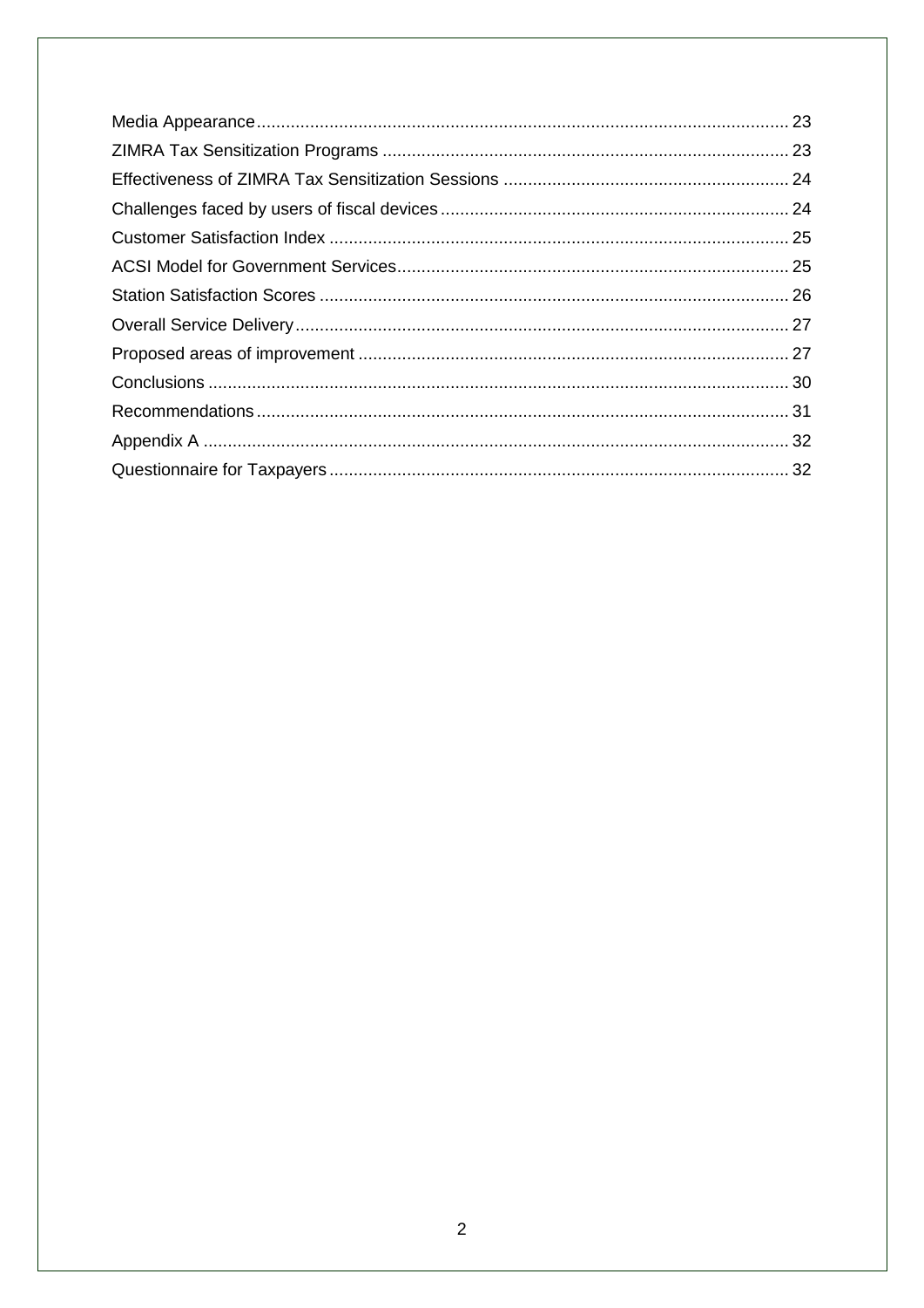Media Appearance.............................................................................................................. 23
ZIMRA Tax Sensitization Programs .................................................................................... 23
Effectiveness of ZIMRA Tax Sensitization Sessions ........................................................... 24
Challenges faced by users of fiscal devices......................................................................... 24
Customer Satisfaction Index ............................................................................................... 25
ACSI Model for Government Services................................................................................. 25
Station Satisfaction Scores ................................................................................................. 26
Overall Service Delivery...................................................................................................... 27
Proposed areas of improvement ......................................................................................... 27
Conclusions ........................................................................................................................ 30
Recommendations.............................................................................................................. 31
Appendix A ......................................................................................................................... 32
Questionnaire for Taxpayers............................................................................................... 32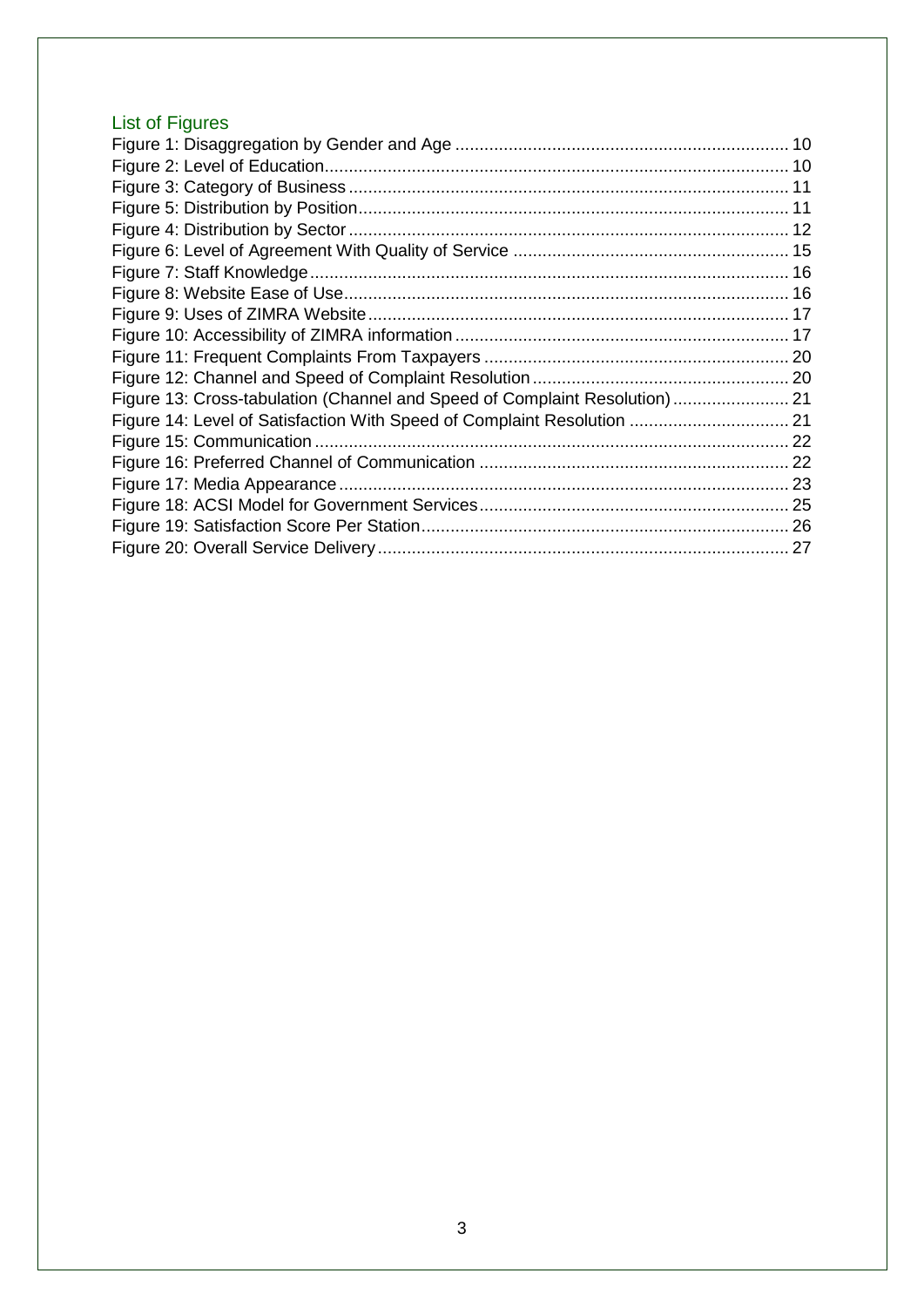## List of Figures

Figure 1: Disaggregation by Gender and Age ..................................................................... 10
Figure 2: Level of Education................................................................................................ 10
Figure 3: Category of Business ........................................................................................... 11
Figure 5: Distribution by Position......................................................................................... 11
Figure 4: Distribution by Sector ........................................................................................... 12
Figure 6: Level of Agreement With Quality of Service ......................................................... 15
Figure 7: Staff Knowledge................................................................................................... 16
Figure 8: Website Ease of Use............................................................................................ 16
Figure 9: Uses of ZIMRA Website....................................................................................... 17
Figure 10: Accessibility of ZIMRA information ..................................................................... 17
Figure 11: Frequent Complaints From Taxpayers ............................................................... 20
Figure 12: Channel and Speed of Complaint Resolution ..................................................... 20
Figure 13: Cross-tabulation (Channel and Speed of Complaint Resolution) ........................ 21
Figure 14: Level of Satisfaction With Speed of Complaint Resolution ................................. 21
Figure 15: Communication .................................................................................................. 22
Figure 16: Preferred Channel of Communication ................................................................ 22
Figure 17: Media Appearance ............................................................................................. 23
Figure 18: ACSI Model for Government Services ................................................................ 25
Figure 19: Satisfaction Score Per Station ............................................................................ 26
Figure 20: Overall Service Delivery ..................................................................................... 27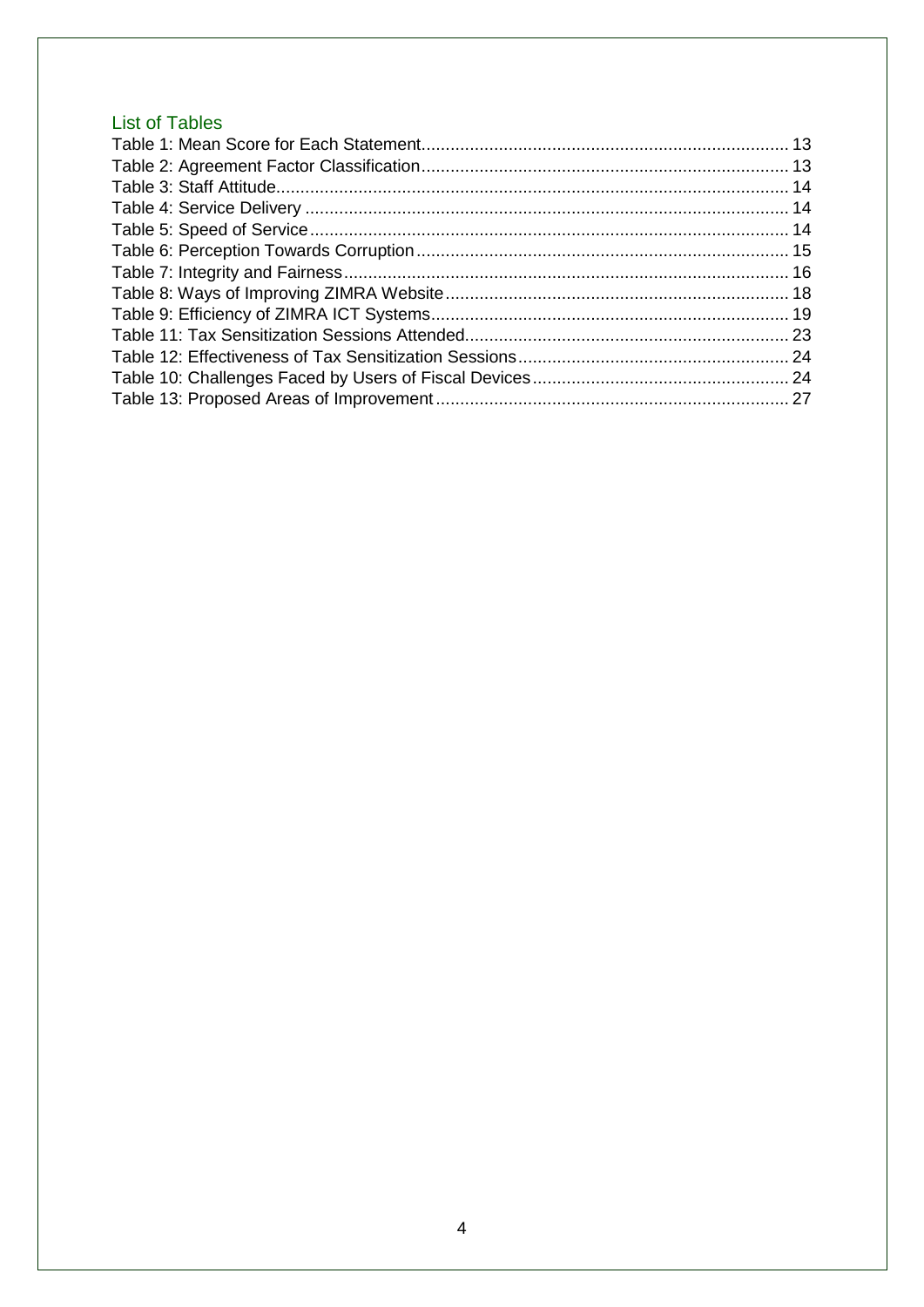## List of Tables

Table 1: Mean Score for Each Statement........................................................................... 13
Table 2: Agreement Factor Classification........................................................................... 13
Table 3: Staff Attitude........................................................................................................ 14
Table 4: Service Delivery .................................................................................................. 14
Table 5: Speed of Service.................................................................................................. 14
Table 6: Perception Towards Corruption............................................................................ 15
Table 7: Integrity and Fairness........................................................................................... 16
Table 8: Ways of Improving ZIMRA Website...................................................................... 18
Table 9: Efficiency of ZIMRA ICT Systems......................................................................... 19
Table 11: Tax Sensitization Sessions Attended.................................................................. 23
Table 12: Effectiveness of Tax Sensitization Sessions........................................................ 24
Table 10: Challenges Faced by Users of Fiscal Devices.................................................... 24
Table 13: Proposed Areas of Improvement........................................................................ 27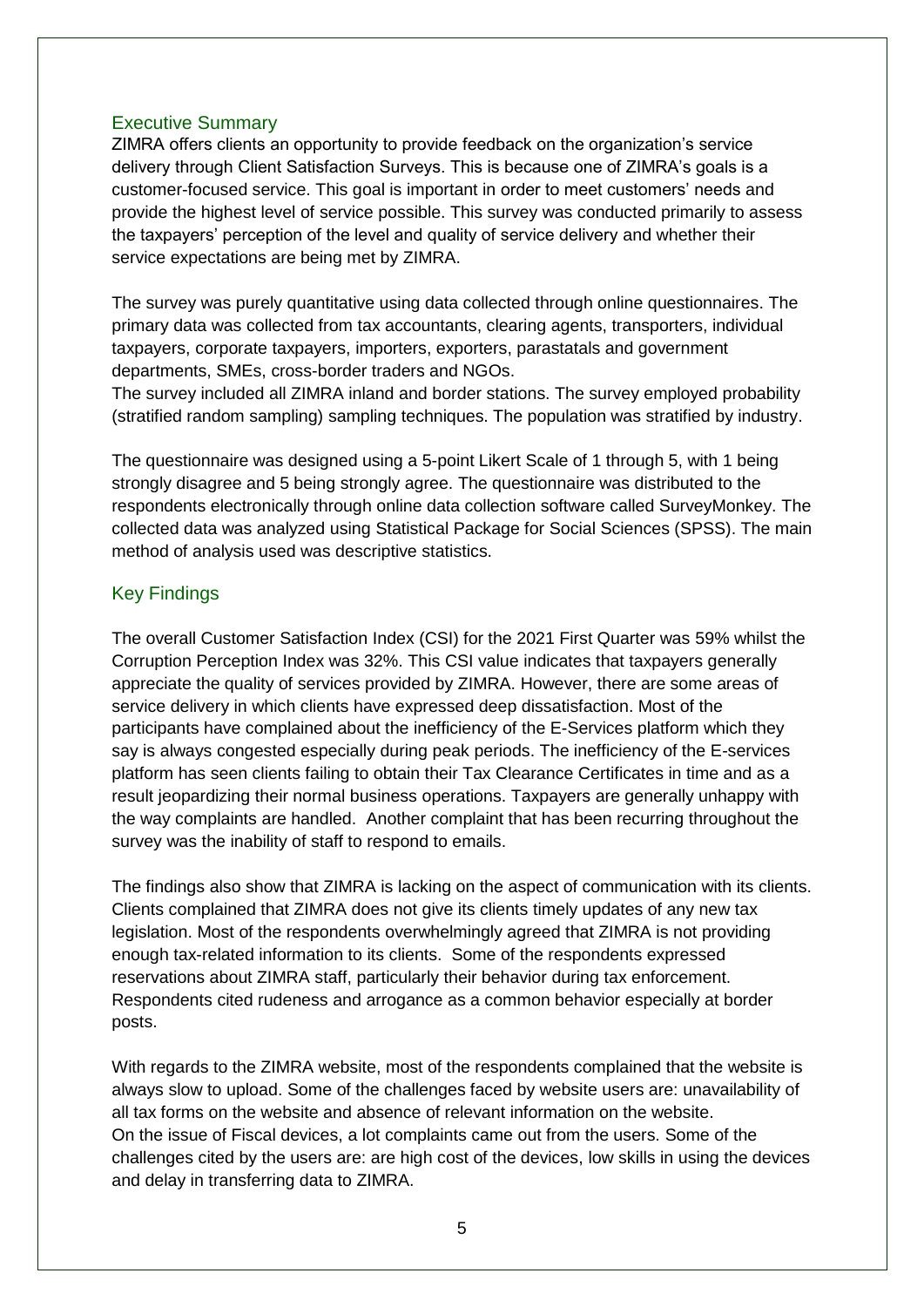## Executive Summary

ZIMRA offers clients an opportunity to provide feedback on the organization's service delivery through Client Satisfaction Surveys. This is because one of ZIMRA's goals is a customer-focused service. This goal is important in order to meet customers' needs and provide the highest level of service possible. This survey was conducted primarily to assess the taxpayers' perception of the level and quality of service delivery and whether their service expectations are being met by ZIMRA.

The survey was purely quantitative using data collected through online questionnaires. The primary data was collected from tax accountants, clearing agents, transporters, individual taxpayers, corporate taxpayers, importers, exporters, parastatals and government departments, SMEs, cross-border traders and NGOs.

The survey included all ZIMRA inland and border stations. The survey employed probability (stratified random sampling) sampling techniques. The population was stratified by industry.

The questionnaire was designed using a 5-point Likert Scale of 1 through 5, with 1 being strongly disagree and 5 being strongly agree. The questionnaire was distributed to the respondents electronically through online data collection software called SurveyMonkey. The collected data was analyzed using Statistical Package for Social Sciences (SPSS). The main method of analysis used was descriptive statistics.

## Key Findings

The overall Customer Satisfaction Index (CSI) for the 2021 First Quarter was 59% whilst the Corruption Perception Index was 32%. This CSI value indicates that taxpayers generally appreciate the quality of services provided by ZIMRA. However, there are some areas of service delivery in which clients have expressed deep dissatisfaction. Most of the participants have complained about the inefficiency of the E-Services platform which they say is always congested especially during peak periods. The inefficiency of the E-services platform has seen clients failing to obtain their Tax Clearance Certificates in time and as a result jeopardizing their normal business operations. Taxpayers are generally unhappy with the way complaints are handled. Another complaint that has been recurring throughout the survey was the inability of staff to respond to emails.

The findings also show that ZIMRA is lacking on the aspect of communication with its clients. Clients complained that ZIMRA does not give its clients timely updates of any new tax legislation. Most of the respondents overwhelmingly agreed that ZIMRA is not providing enough tax-related information to its clients. Some of the respondents expressed reservations about ZIMRA staff, particularly their behavior during tax enforcement. Respondents cited rudeness and arrogance as a common behavior especially at border posts.

With regards to the ZIMRA website, most of the respondents complained that the website is always slow to upload. Some of the challenges faced by website users are: unavailability of all tax forms on the website and absence of relevant information on the website.
On the issue of Fiscal devices, a lot complaints came out from the users. Some of the challenges cited by the users are: are high cost of the devices, low skills in using the devices and delay in transferring data to ZIMRA.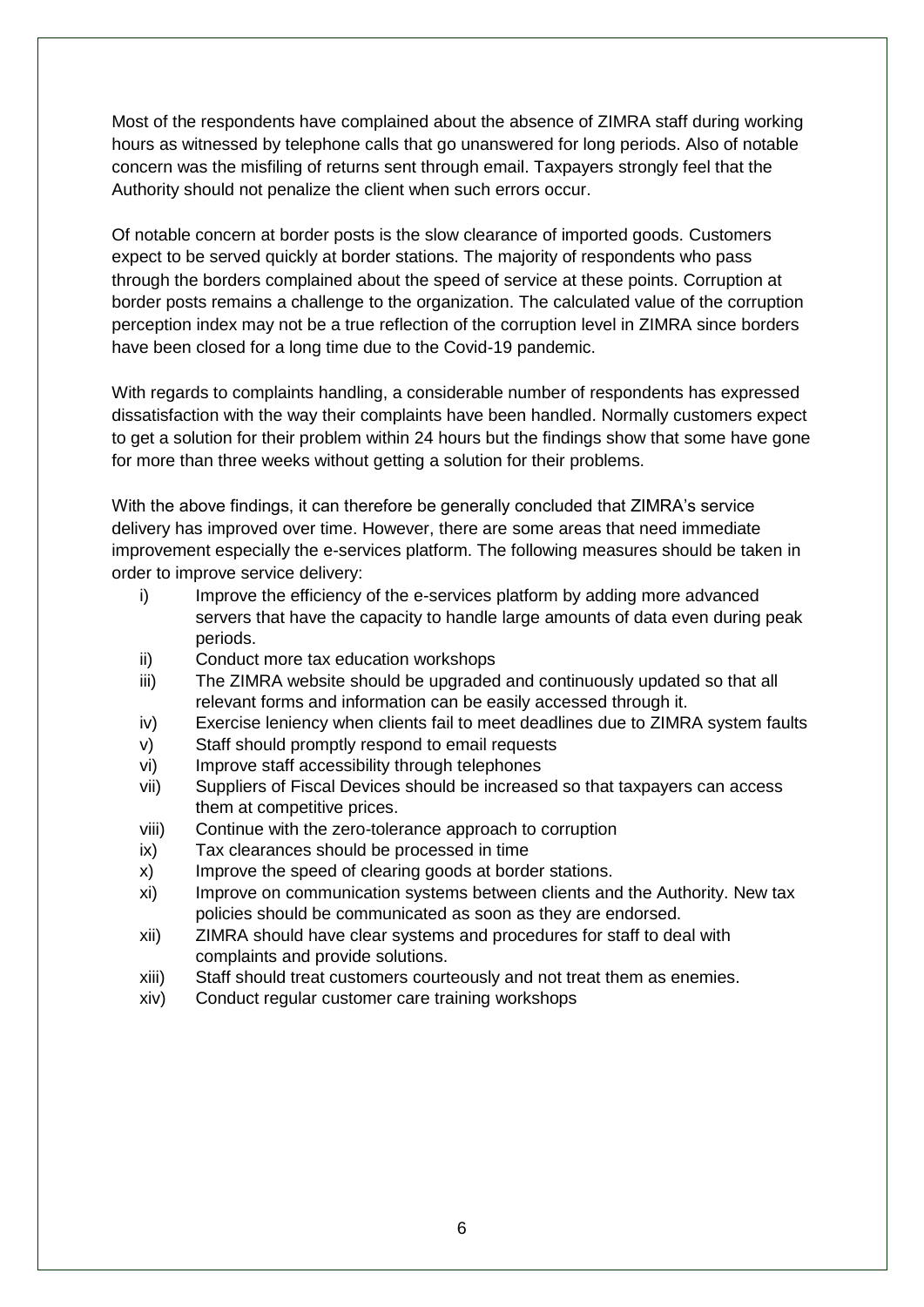Most of the respondents have complained about the absence of ZIMRA staff during working hours as witnessed by telephone calls that go unanswered for long periods. Also of notable concern was the misfiling of returns sent through email. Taxpayers strongly feel that the Authority should not penalize the client when such errors occur.

Of notable concern at border posts is the slow clearance of imported goods. Customers expect to be served quickly at border stations. The majority of respondents who pass through the borders complained about the speed of service at these points. Corruption at border posts remains a challenge to the organization. The calculated value of the corruption perception index may not be a true reflection of the corruption level in ZIMRA since borders have been closed for a long time due to the Covid-19 pandemic.

With regards to complaints handling, a considerable number of respondents has expressed dissatisfaction with the way their complaints have been handled. Normally customers expect to get a solution for their problem within 24 hours but the findings show that some have gone for more than three weeks without getting a solution for their problems.

With the above findings, it can therefore be generally concluded that ZIMRA's service delivery has improved over time. However, there are some areas that need immediate improvement especially the e-services platform. The following measures should be taken in order to improve service delivery:

i) Improve the efficiency of the e-services platform by adding more advanced servers that have the capacity to handle large amounts of data even during peak periods.
ii) Conduct more tax education workshops
iii) The ZIMRA website should be upgraded and continuously updated so that all relevant forms and information can be easily accessed through it.
iv) Exercise leniency when clients fail to meet deadlines due to ZIMRA system faults
v) Staff should promptly respond to email requests
vi) Improve staff accessibility through telephones
vii) Suppliers of Fiscal Devices should be increased so that taxpayers can access them at competitive prices.
viii) Continue with the zero-tolerance approach to corruption
ix) Tax clearances should be processed in time
x) Improve the speed of clearing goods at border stations.
xi) Improve on communication systems between clients and the Authority. New tax policies should be communicated as soon as they are endorsed.
xii) ZIMRA should have clear systems and procedures for staff to deal with complaints and provide solutions.
xiii) Staff should treat customers courteously and not treat them as enemies.
xiv) Conduct regular customer care training workshops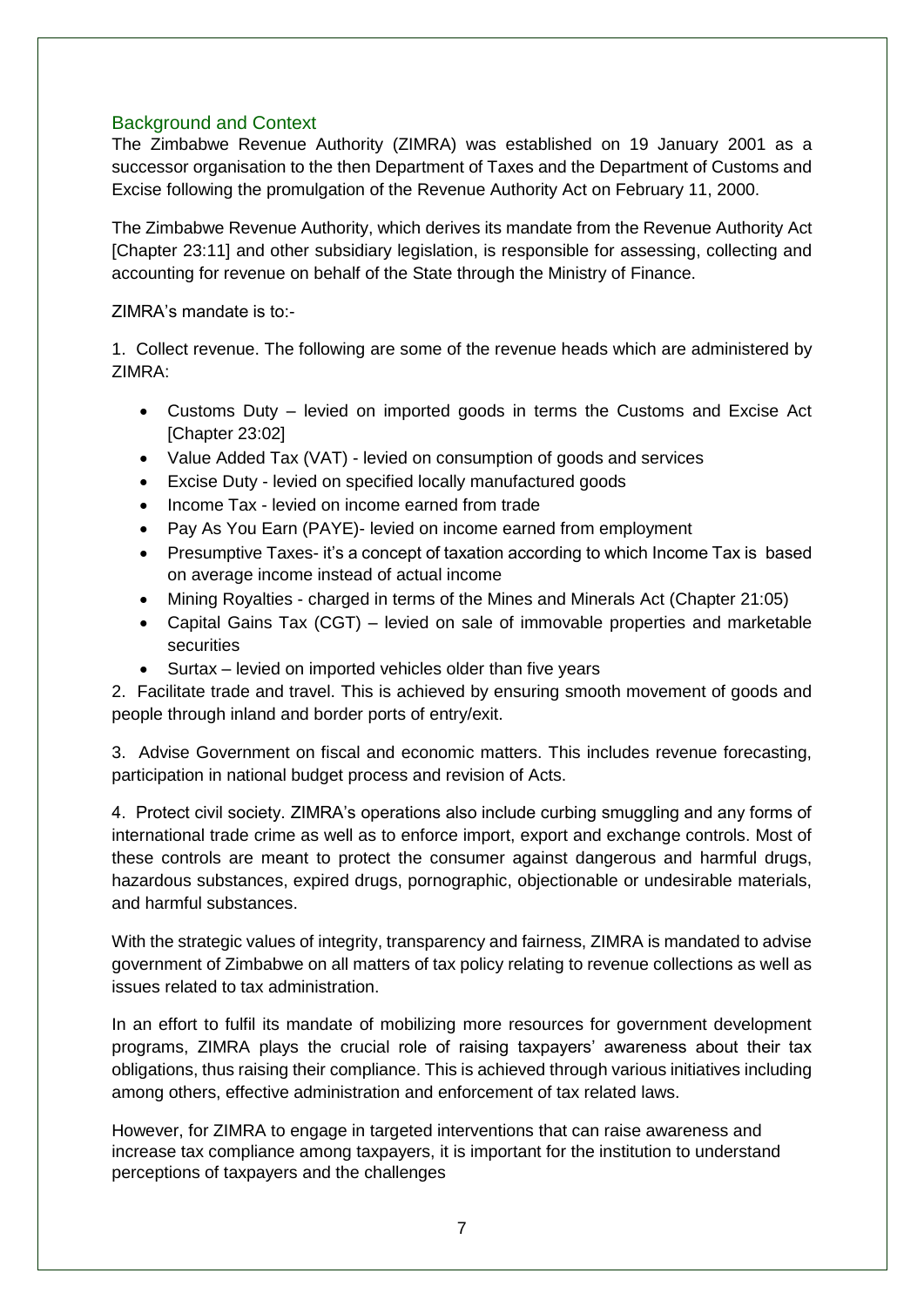## Background and Context

The Zimbabwe Revenue Authority (ZIMRA) was established on 19 January 2001 as a successor organisation to the then Department of Taxes and the Department of Customs and Excise following the promulgation of the Revenue Authority Act on February 11, 2000.

The Zimbabwe Revenue Authority, which derives its mandate from the Revenue Authority Act [Chapter 23:11] and other subsidiary legislation, is responsible for assessing, collecting and accounting for revenue on behalf of the State through the Ministry of Finance.

ZIMRA's mandate is to:-

1. Collect revenue. The following are some of the revenue heads which are administered by ZIMRA:

   - Customs Duty – levied on imported goods in terms the Customs and Excise Act [Chapter 23:02]
   - Value Added Tax (VAT) - levied on consumption of goods and services
   - Excise Duty - levied on specified locally manufactured goods
   - Income Tax - levied on income earned from trade
   - Pay As You Earn (PAYE)- levied on income earned from employment
   - Presumptive Taxes- it's a concept of taxation according to which Income Tax is based on average income instead of actual income
   - Mining Royalties - charged in terms of the Mines and Minerals Act (Chapter 21:05)
   - Capital Gains Tax (CGT) – levied on sale of immovable properties and marketable securities
   - Surtax – levied on imported vehicles older than five years

2. Facilitate trade and travel. This is achieved by ensuring smooth movement of goods and people through inland and border ports of entry/exit.

3. Advise Government on fiscal and economic matters. This includes revenue forecasting, participation in national budget process and revision of Acts.

4. Protect civil society. ZIMRA's operations also include curbing smuggling and any forms of international trade crime as well as to enforce import, export and exchange controls. Most of these controls are meant to protect the consumer against dangerous and harmful drugs, hazardous substances, expired drugs, pornographic, objectionable or undesirable materials, and harmful substances.

With the strategic values of integrity, transparency and fairness, ZIMRA is mandated to advise government of Zimbabwe on all matters of tax policy relating to revenue collections as well as issues related to tax administration.

In an effort to fulfil its mandate of mobilizing more resources for government development programs, ZIMRA plays the crucial role of raising taxpayers' awareness about their tax obligations, thus raising their compliance. This is achieved through various initiatives including among others, effective administration and enforcement of tax related laws.

However, for ZIMRA to engage in targeted interventions that can raise awareness and increase tax compliance among taxpayers, it is important for the institution to understand perceptions of taxpayers and the challenges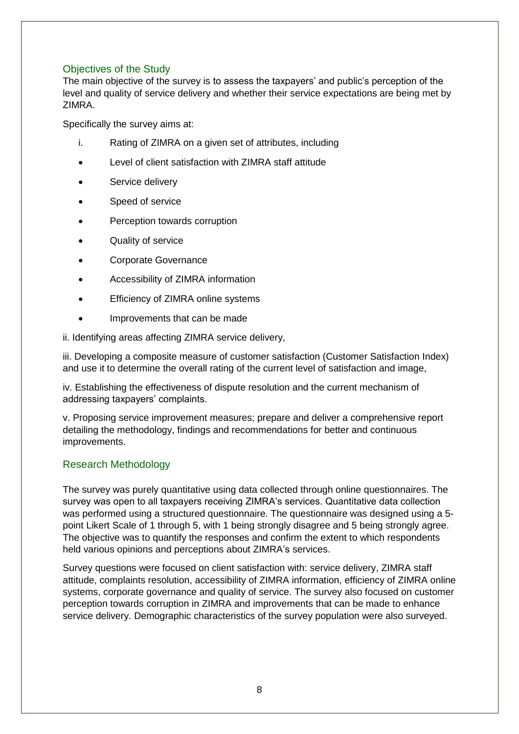## Objectives of the Study

The main objective of the survey is to assess the taxpayers' and public's perception of the level and quality of service delivery and whether their service expectations are being met by ZIMRA.

Specifically the survey aims at:

i. Rating of ZIMRA on a given set of attributes, including

- Level of client satisfaction with ZIMRA staff attitude
- Service delivery
- Speed of service
- Perception towards corruption
- Quality of service
- Corporate Governance
- Accessibility of ZIMRA information
- Efficiency of ZIMRA online systems
- Improvements that can be made

ii. Identifying areas affecting ZIMRA service delivery,

iii. Developing a composite measure of customer satisfaction (Customer Satisfaction Index) and use it to determine the overall rating of the current level of satisfaction and image,

iv. Establishing the effectiveness of dispute resolution and the current mechanism of addressing taxpayers' complaints.

v. Proposing service improvement measures; prepare and deliver a comprehensive report detailing the methodology, findings and recommendations for better and continuous improvements.

## Research Methodology

The survey was purely quantitative using data collected through online questionnaires. The survey was open to all taxpayers receiving ZIMRA's services. Quantitative data collection was performed using a structured questionnaire. The questionnaire was designed using a 5-point Likert Scale of 1 through 5, with 1 being strongly disagree and 5 being strongly agree. The objective was to quantify the responses and confirm the extent to which respondents held various opinions and perceptions about ZIMRA's services.

Survey questions were focused on client satisfaction with: service delivery, ZIMRA staff attitude, complaints resolution, accessibility of ZIMRA information, efficiency of ZIMRA online systems, corporate governance and quality of service. The survey also focused on customer perception towards corruption in ZIMRA and improvements that can be made to enhance service delivery. Demographic characteristics of the survey population were also surveyed.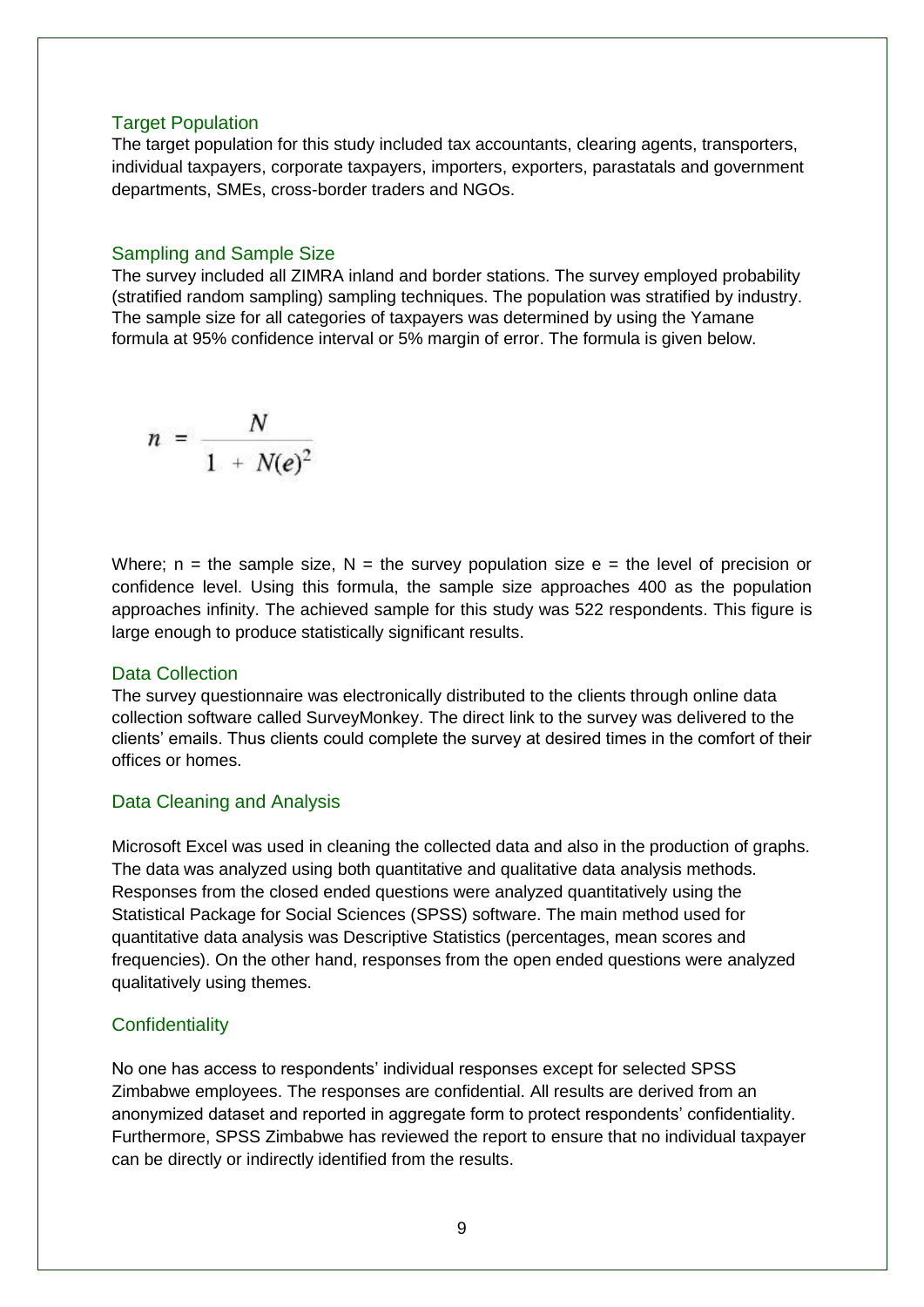## Target Population

The target population for this study included tax accountants, clearing agents, transporters, individual taxpayers, corporate taxpayers, importers, exporters, parastatals and government departments, SMEs, cross-border traders and NGOs.

## Sampling and Sample Size

The survey included all ZIMRA inland and border stations. The survey employed probability (stratified random sampling) sampling techniques. The population was stratified by industry. The sample size for all categories of taxpayers was determined by using the Yamane formula at 95% confidence interval or 5% margin of error. The formula is given below.

$$n = \frac{N}{1 + N(e)^2}$$

Where; $n$ = the sample size, $N$ = the survey population size $e$ = the level of precision or confidence level. Using this formula, the sample size approaches 400 as the population approaches infinity. The achieved sample for this study was 522 respondents. This figure is large enough to produce statistically significant results.

## Data Collection

The survey questionnaire was electronically distributed to the clients through online data collection software called SurveyMonkey. The direct link to the survey was delivered to the clients' emails. Thus clients could complete the survey at desired times in the comfort of their offices or homes.

## Data Cleaning and Analysis

Microsoft Excel was used in cleaning the collected data and also in the production of graphs. The data was analyzed using both quantitative and qualitative data analysis methods. Responses from the closed ended questions were analyzed quantitatively using the Statistical Package for Social Sciences (SPSS) software. The main method used for quantitative data analysis was Descriptive Statistics (percentages, mean scores and frequencies). On the other hand, responses from the open ended questions were analyzed qualitatively using themes.

## Confidentiality

No one has access to respondents' individual responses except for selected SPSS Zimbabwe employees. The responses are confidential. All results are derived from an anonymized dataset and reported in aggregate form to protect respondents' confidentiality. Furthermore, SPSS Zimbabwe has reviewed the report to ensure that no individual taxpayer can be directly or indirectly identified from the results.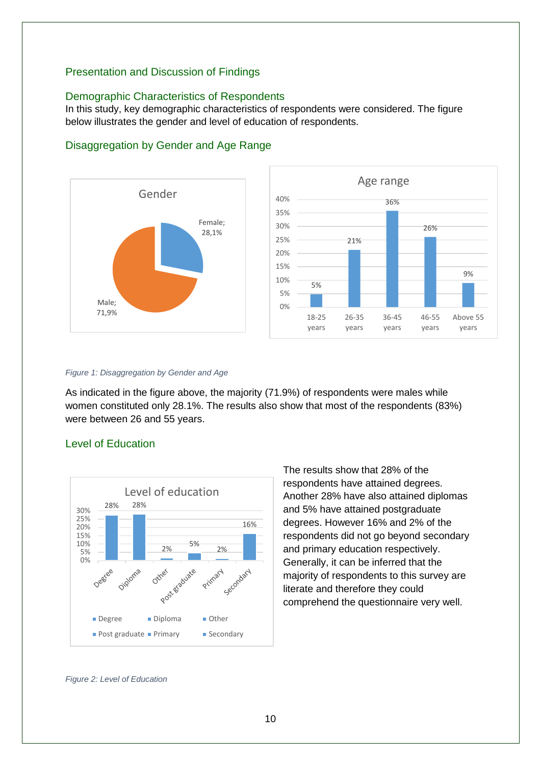## Presentation and Discussion of Findings

### Demographic Characteristics of Respondents

In this study, key demographic characteristics of respondents were considered. The figure below illustrates the gender and level of education of respondents.

### Disaggregation by Gender and Age Range

Gender

Female; 28,1%

Male; 71,9%

Age range

40%
35%
30%
25%
20%
15%
10%
5%
0%

5% 18-25 years
21% 26-35 years
36% 36-45 years
26% 46-55 years
9% Above 55 years

*Figure 1: Disaggregation by Gender and Age*

As indicated in the figure above, the majority (71.9%) of respondents were males while women constituted only 28.1%. The results also show that most of the respondents (83%) were between 26 and 55 years.

### Level of Education

Level of education

30%
25%
20%
15%
10%
5%
0%

28% Degree
28% Diploma
2% Other
5% Post graduate
2% Primary
16% Secondary

Degree, Diploma, Other, Post graduate, Primary, Secondary

*Figure 2: Level of Education*

The results show that 28% of the respondents have attained degrees. Another 28% have also attained diplomas and 5% have attained postgraduate degrees. However 16% and 2% of the respondents did not go beyond secondary and primary education respectively. Generally, it can be inferred that the majority of respondents to this survey are literate and therefore they could comprehend the questionnaire very well.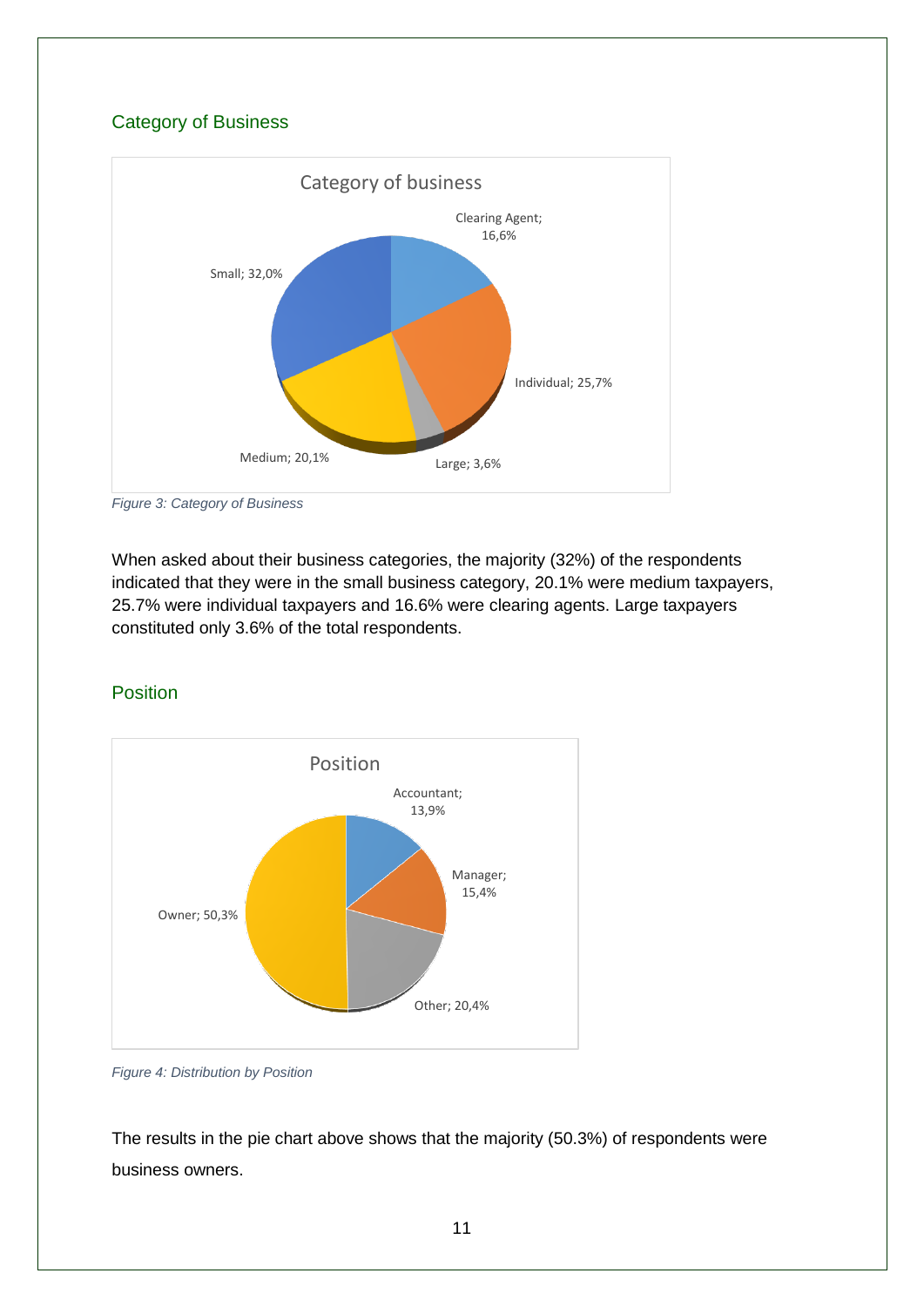## Category of Business

Category of business

Clearing Agent; 16,6%

Individual; 25,7%

Large; 3,6%

Medium; 20,1%

Small; 32,0%

*Figure 3: Category of Business*

When asked about their business categories, the majority (32%) of the respondents indicated that they were in the small business category, 20.1% were medium taxpayers, 25.7% were individual taxpayers and 16.6% were clearing agents. Large taxpayers constituted only 3.6% of the total respondents.

## Position

Position

Accountant; 13,9%

Manager; 15,4%

Other; 20,4%

Owner; 50,3%

*Figure 4: Distribution by Position*

The results in the pie chart above shows that the majority (50.3%) of respondents were business owners.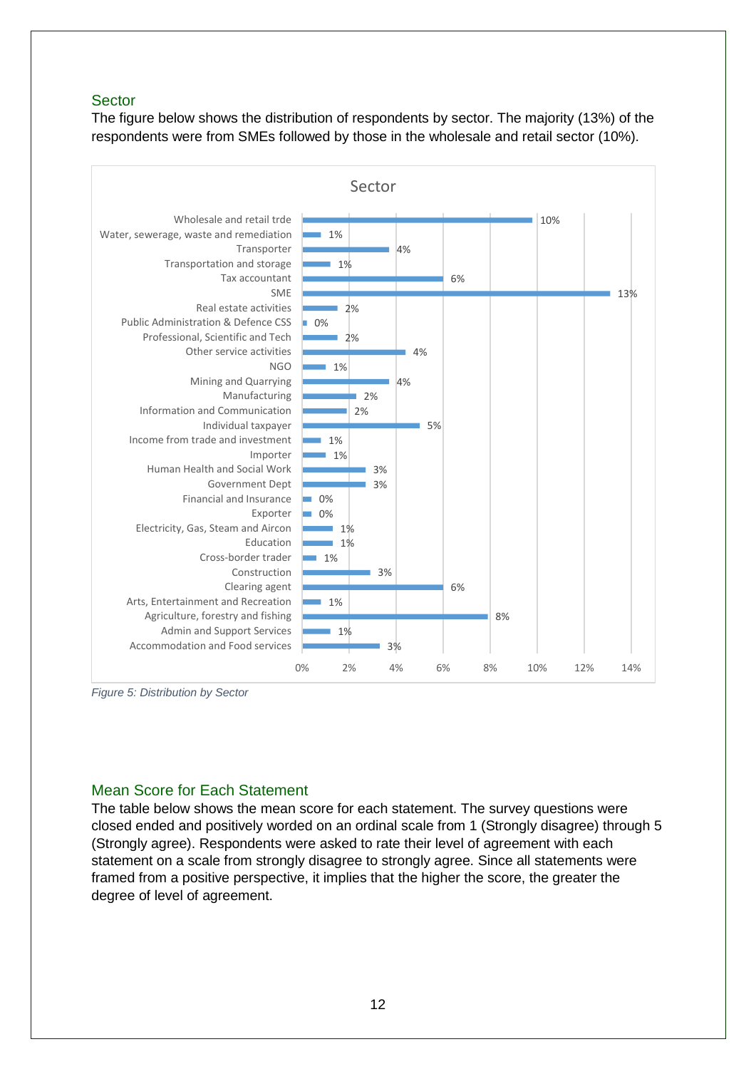## Sector

The figure below shows the distribution of respondents by sector. The majority (13%) of the respondents were from SMEs followed by those in the wholesale and retail sector (10%).

Sector

Wholesale and retail trde 10%
Water, sewerage, waste and remediation 1%
Transporter 4%
Transportation and storage 1%
Tax accountant 6%
SME 13%
Real estate activities 2%
Public Administration & Defence CSS 0%
Professional, Scientific and Tech 2%
Other service activities 4%
NGO 1%
Mining and Quarrying 4%
Manufacturing 2%
Information and Communication 2%
Individual taxpayer 5%
Income from trade and investment 1%
Importer 1%
Human Health and Social Work 3%
Government Dept 3%
Financial and Insurance 0%
Exporter 0%
Electricity, Gas, Steam and Aircon 1%
Education 1%
Cross-border trader 1%
Construction 3%
Clearing agent 6%
Arts, Entertainment and Recreation 1%
Agriculture, forestry and fishing 8%
Admin and Support Services 1%
Accommodation and Food services 3%

0% 2% 4% 6% 8% 10% 12% 14%

*Figure 5: Distribution by Sector*

## Mean Score for Each Statement

The table below shows the mean score for each statement. The survey questions were closed ended and positively worded on an ordinal scale from 1 (Strongly disagree) through 5 (Strongly agree). Respondents were asked to rate their level of agreement with each statement on a scale from strongly disagree to strongly agree. Since all statements were framed from a positive perspective, it implies that the higher the score, the greater the degree of level of agreement.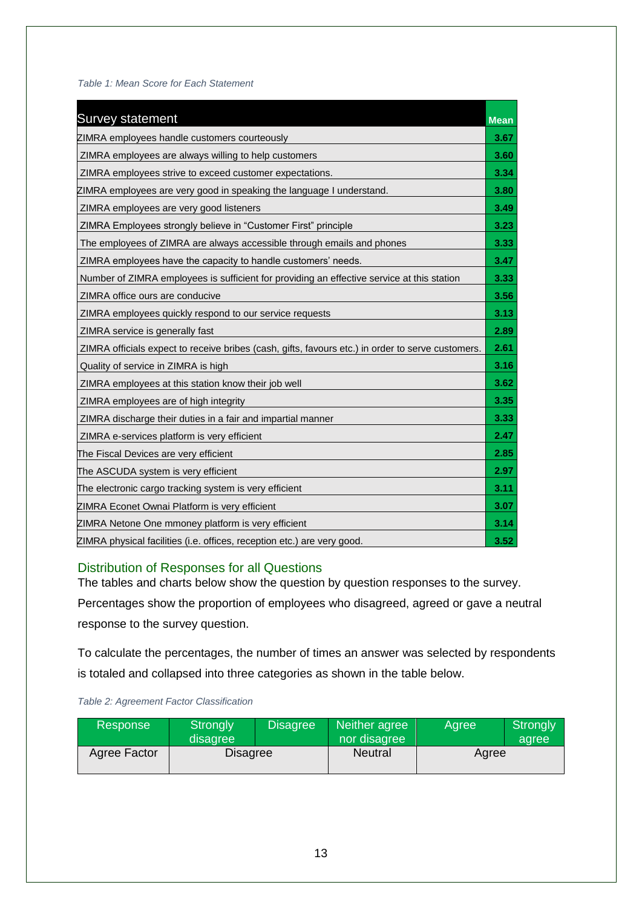*Table 1: Mean Score for Each Statement*

| Survey statement | Mean |
| --- | --- |
| ZIMRA employees handle customers courteously | 3.67 |
| ZIMRA employees are always willing to help customers | 3.60 |
| ZIMRA employees strive to exceed customer expectations. | 3.34 |
| ZIMRA employees are very good in speaking the language I understand. | 3.80 |
| ZIMRA employees are very good listeners | 3.49 |
| ZIMRA Employees strongly believe in "Customer First" principle | 3.23 |
| The employees of ZIMRA are always accessible through emails and phones | 3.33 |
| ZIMRA employees have the capacity to handle customers' needs. | 3.47 |
| Number of ZIMRA employees is sufficient for providing an effective service at this station | 3.33 |
| ZIMRA office ours are conducive | 3.56 |
| ZIMRA employees quickly respond to our service requests | 3.13 |
| ZIMRA service is generally fast | 2.89 |
| ZIMRA officials expect to receive bribes (cash, gifts, favours etc.) in order to serve customers. | 2.61 |
| Quality of service in ZIMRA is high | 3.16 |
| ZIMRA employees at this station know their job well | 3.62 |
| ZIMRA employees are of high integrity | 3.35 |
| ZIMRA discharge their duties in a fair and impartial manner | 3.33 |
| ZIMRA e-services platform is very efficient | 2.47 |
| The Fiscal Devices are very efficient | 2.85 |
| The ASCUDA system is very efficient | 2.97 |
| The electronic cargo tracking system is very efficient | 3.11 |
| ZIMRA Econet Ownai Platform is very efficient | 3.07 |
| ZIMRA Netone One mmoney platform is very efficient | 3.14 |
| ZIMRA physical facilities (i.e. offices, reception etc.) are very good. | 3.52 |

## Distribution of Responses for all Questions

The tables and charts below show the question by question responses to the survey. Percentages show the proportion of employees who disagreed, agreed or gave a neutral response to the survey question.

To calculate the percentages, the number of times an answer was selected by respondents is totaled and collapsed into three categories as shown in the table below.

*Table 2: Agreement Factor Classification*

| Response | Strongly disagree | Disagree | Neither agree nor disagree | Agree | Strongly agree |
| --- | --- | --- | --- | --- | --- |
| Agree Factor | Disagree | | Neutral | Agree | |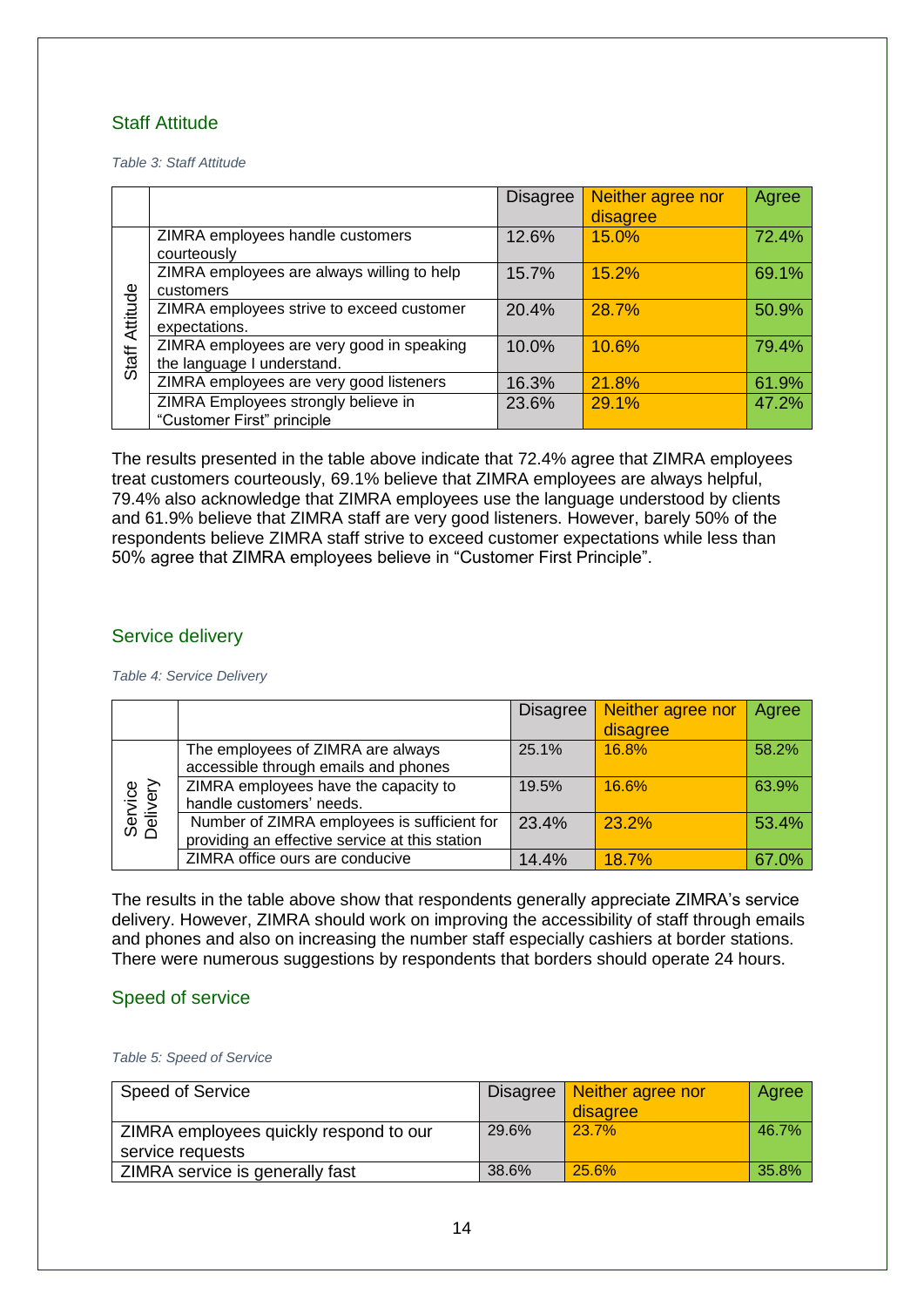## Staff Attitude

*Table 3: Staff Attitude*

| | | Disagree | Neither agree nor disagree | Agree |
|---|---|---|---|---|
| Staff Attitude | ZIMRA employees handle customers courteously | 12.6% | 15.0% | 72.4% |
| | ZIMRA employees are always willing to help customers | 15.7% | 15.2% | 69.1% |
| | ZIMRA employees strive to exceed customer expectations. | 20.4% | 28.7% | 50.9% |
| | ZIMRA employees are very good in speaking the language I understand. | 10.0% | 10.6% | 79.4% |
| | ZIMRA employees are very good listeners | 16.3% | 21.8% | 61.9% |
| | ZIMRA Employees strongly believe in "Customer First" principle | 23.6% | 29.1% | 47.2% |

The results presented in the table above indicate that 72.4% agree that ZIMRA employees treat customers courteously, 69.1% believe that ZIMRA employees are always helpful, 79.4% also acknowledge that ZIMRA employees use the language understood by clients and 61.9% believe that ZIMRA staff are very good listeners. However, barely 50% of the respondents believe ZIMRA staff strive to exceed customer expectations while less than 50% agree that ZIMRA employees believe in "Customer First Principle".

## Service delivery

*Table 4: Service Delivery*

| | | Disagree | Neither agree nor disagree | Agree |
|---|---|---|---|---|
| Service Delivery | The employees of ZIMRA are always accessible through emails and phones | 25.1% | 16.8% | 58.2% |
| | ZIMRA employees have the capacity to handle customers' needs. | 19.5% | 16.6% | 63.9% |
| | Number of ZIMRA employees is sufficient for providing an effective service at this station | 23.4% | 23.2% | 53.4% |
| | ZIMRA office ours are conducive | 14.4% | 18.7% | 67.0% |

The results in the table above show that respondents generally appreciate ZIMRA's service delivery. However, ZIMRA should work on improving the accessibility of staff through emails and phones and also on increasing the number staff especially cashiers at border stations. There were numerous suggestions by respondents that borders should operate 24 hours.

## Speed of service

*Table 5: Speed of Service*

| Speed of Service | Disagree | Neither agree nor disagree | Agree |
|---|---|---|---|
| ZIMRA employees quickly respond to our service requests | 29.6% | 23.7% | 46.7% |
| ZIMRA service is generally fast | 38.6% | 25.6% | 35.8% |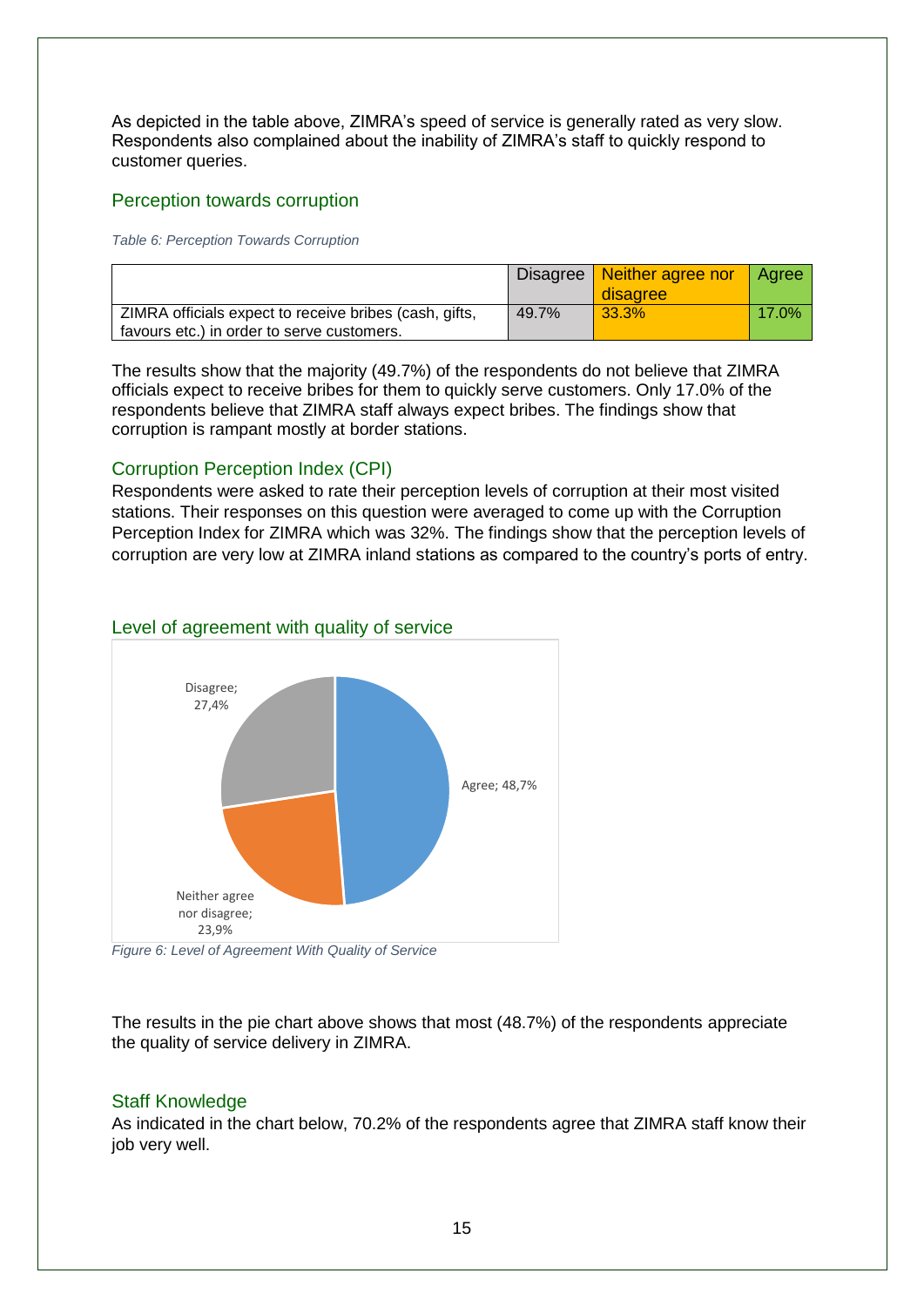As depicted in the table above, ZIMRA's speed of service is generally rated as very slow. Respondents also complained about the inability of ZIMRA's staff to quickly respond to customer queries.

## Perception towards corruption

*Table 6: Perception Towards Corruption*

| | Disagree | Neither agree nor disagree | Agree |
|---|---|---|---|
| ZIMRA officials expect to receive bribes (cash, gifts, favours etc.) in order to serve customers. | 49.7% | 33.3% | 17.0% |

The results show that the majority (49.7%) of the respondents do not believe that ZIMRA officials expect to receive bribes for them to quickly serve customers. Only 17.0% of the respondents believe that ZIMRA staff always expect bribes. The findings show that corruption is rampant mostly at border stations.

## Corruption Perception Index (CPI)

Respondents were asked to rate their perception levels of corruption at their most visited stations. Their responses on this question were averaged to come up with the Corruption Perception Index for ZIMRA which was 32%. The findings show that the perception levels of corruption are very low at ZIMRA inland stations as compared to the country's ports of entry.

## Level of agreement with quality of service

Disagree; 27,4%

Agree; 48,7%

Neither agree nor disagree; 23,9%

*Figure 6: Level of Agreement With Quality of Service*

The results in the pie chart above shows that most (48.7%) of the respondents appreciate the quality of service delivery in ZIMRA.

## Staff Knowledge

As indicated in the chart below, 70.2% of the respondents agree that ZIMRA staff know their job very well.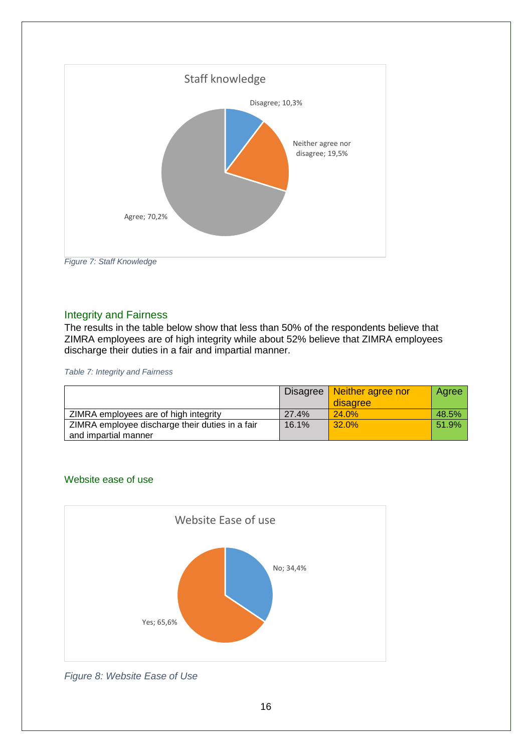Staff knowledge

Disagree; 10,3%

Neither agree nor disagree; 19,5%

Agree; 70,2%

*Figure 7: Staff Knowledge*

## Integrity and Fairness

The results in the table below show that less than 50% of the respondents believe that ZIMRA employees are of high integrity while about 52% believe that ZIMRA employees discharge their duties in a fair and impartial manner.

*Table 7: Integrity and Fairness*

| | Disagree | Neither agree nor disagree | Agree |
|---|---|---|---|
| ZIMRA employees are of high integrity | 27.4% | 24.0% | 48.5% |
| ZIMRA employee discharge their duties in a fair and impartial manner | 16.1% | 32.0% | 51.9% |

## Website ease of use

Website Ease of use

No; 34,4%

Yes; 65,6%

*Figure 8: Website Ease of Use*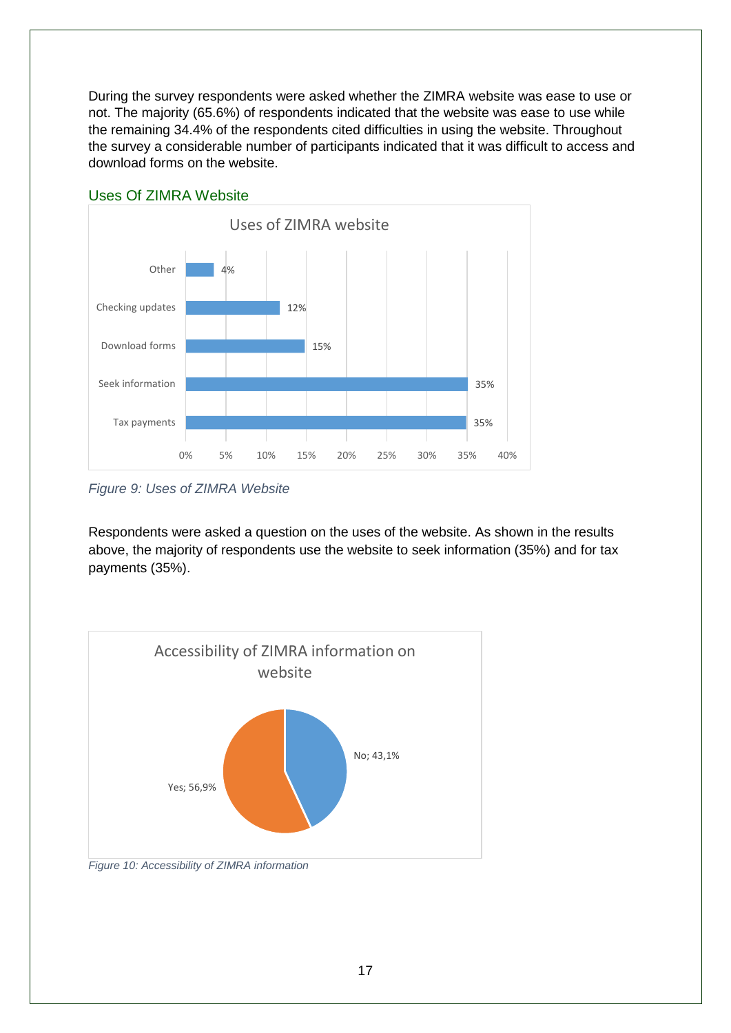During the survey respondents were asked whether the ZIMRA website was ease to use or not. The majority (65.6%) of respondents indicated that the website was ease to use while the remaining 34.4% of the respondents cited difficulties in using the website. Throughout the survey a considerable number of participants indicated that it was difficult to access and download forms on the website.

## Uses Of ZIMRA Website

Uses of ZIMRA website

Other 4%
Checking updates 12%
Download forms 15%
Seek information 35%
Tax payments 35%

0% 5% 10% 15% 20% 25% 30% 35% 40%

*Figure 9: Uses of ZIMRA Website*

Respondents were asked a question on the uses of the website. As shown in the results above, the majority of respondents use the website to seek information (35%) and for tax payments (35%).

Accessibility of ZIMRA information on website

No; 43,1%
Yes; 56,9%

*Figure 10: Accessibility of ZIMRA information*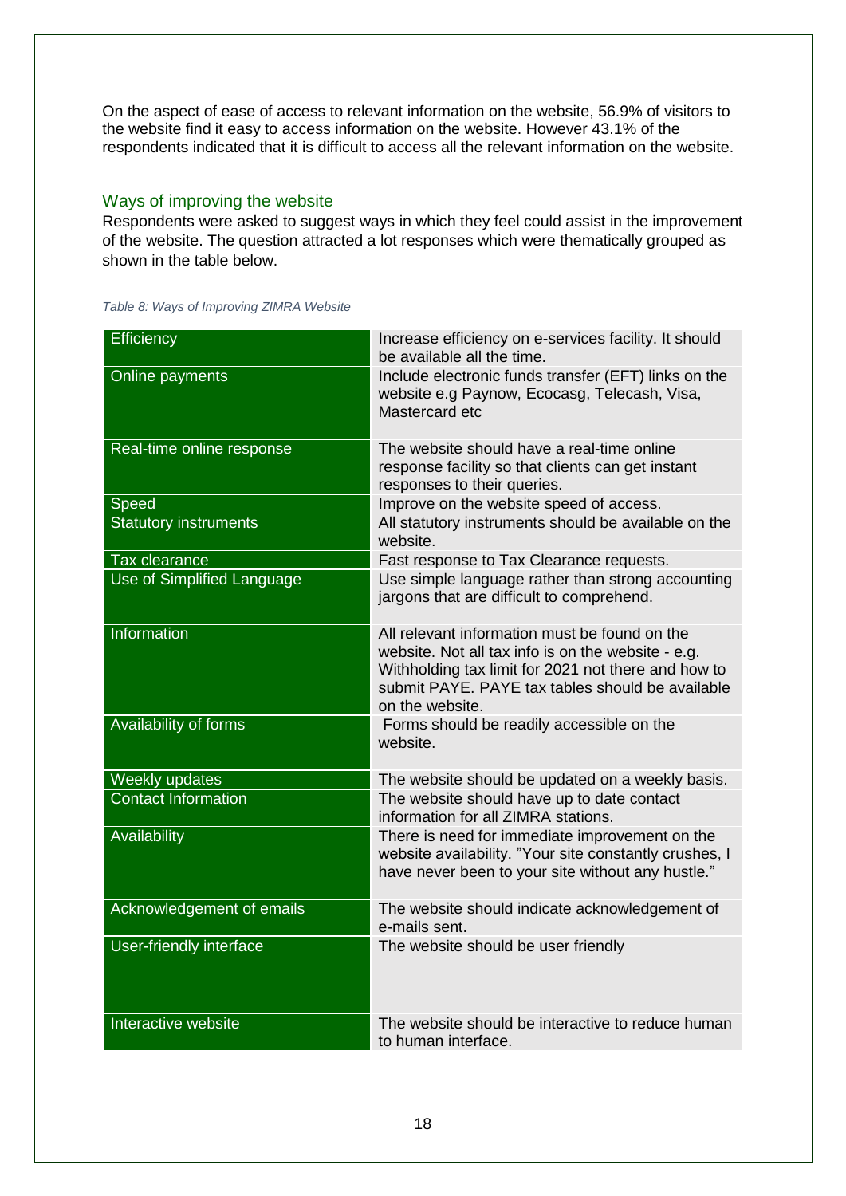On the aspect of ease of access to relevant information on the website, 56.9% of visitors to the website find it easy to access information on the website. However 43.1% of the respondents indicated that it is difficult to access all the relevant information on the website.

## Ways of improving the website

Respondents were asked to suggest ways in which they feel could assist in the improvement of the website. The question attracted a lot responses which were thematically grouped as shown in the table below.

*Table 8: Ways of Improving ZIMRA Website*

| | |
|---|---|
| Efficiency | Increase efficiency on e-services facility. It should be available all the time. |
| Online payments | Include electronic funds transfer (EFT) links on the website e.g Paynow, Ecocasg, Telecash, Visa, Mastercard etc |
| Real-time online response | The website should have a real-time online response facility so that clients can get instant responses to their queries. |
| Speed | Improve on the website speed of access. |
| Statutory instruments | All statutory instruments should be available on the website. |
| Tax clearance | Fast response to Tax Clearance requests. |
| Use of Simplified Language | Use simple language rather than strong accounting jargons that are difficult to comprehend. |
| Information | All relevant information must be found on the website. Not all tax info is on the website - e.g. Withholding tax limit for 2021 not there and how to submit PAYE. PAYE tax tables should be available on the website. |
| Availability of forms | Forms should be readily accessible on the website. |
| Weekly updates | The website should be updated on a weekly basis. |
| Contact Information | The website should have up to date contact information for all ZIMRA stations. |
| Availability | There is need for immediate improvement on the website availability. "Your site constantly crushes, I have never been to your site without any hustle." |
| Acknowledgement of emails | The website should indicate acknowledgement of e-mails sent. |
| User-friendly interface | The website should be user friendly |
| Interactive website | The website should be interactive to reduce human to human interface. |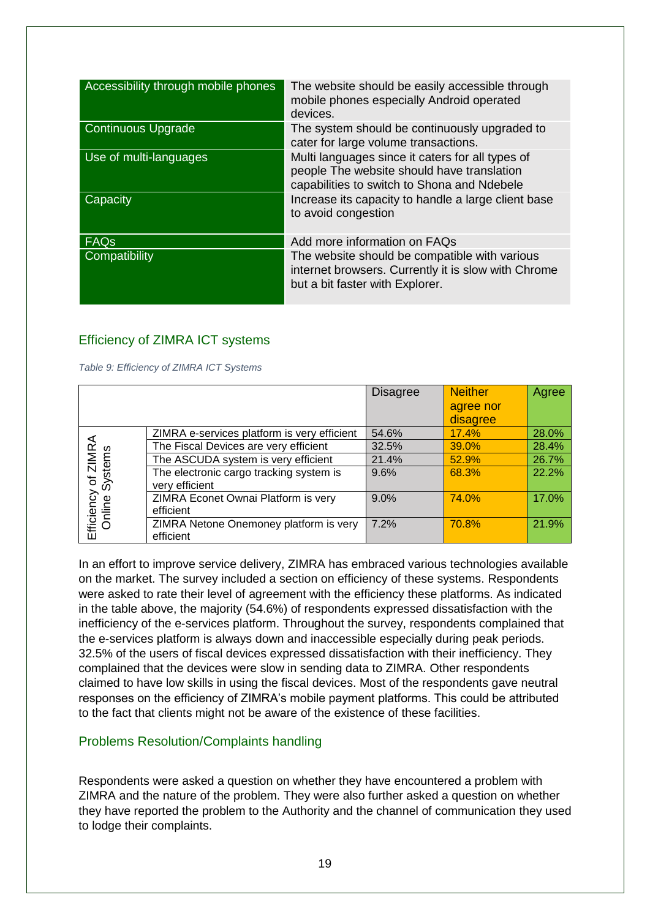| | |
|---|---|
| Accessibility through mobile phones | The website should be easily accessible through mobile phones especially Android operated devices. |
| Continuous Upgrade | The system should be continuously upgraded to cater for large volume transactions. |
| Use of multi-languages | Multi languages since it caters for all types of people The website should have translation capabilities to switch to Shona and Ndebele |
| Capacity | Increase its capacity to handle a large client base to avoid congestion |
| FAQs | Add more information on FAQs |
| Compatibility | The website should be compatible with various internet browsers. Currently it is slow with Chrome but a bit faster with Explorer. |

## Efficiency of ZIMRA ICT systems

*Table 9: Efficiency of ZIMRA ICT Systems*

| | | Disagree | Neither agree nor disagree | Agree |
|---|---|---|---|---|
| Efficiency of ZIMRA Online Systems | ZIMRA e-services platform is very efficient | 54.6% | 17.4% | 28.0% |
| | The Fiscal Devices are very efficient | 32.5% | 39.0% | 28.4% |
| | The ASCUDA system is very efficient | 21.4% | 52.9% | 26.7% |
| | The electronic cargo tracking system is very efficient | 9.6% | 68.3% | 22.2% |
| | ZIMRA Econet Ownai Platform is very efficient | 9.0% | 74.0% | 17.0% |
| | ZIMRA Netone Onemoney platform is very efficient | 7.2% | 70.8% | 21.9% |

In an effort to improve service delivery, ZIMRA has embraced various technologies available on the market. The survey included a section on efficiency of these systems. Respondents were asked to rate their level of agreement with the efficiency these platforms. As indicated in the table above, the majority (54.6%) of respondents expressed dissatisfaction with the inefficiency of the e-services platform. Throughout the survey, respondents complained that the e-services platform is always down and inaccessible especially during peak periods. 32.5% of the users of fiscal devices expressed dissatisfaction with their inefficiency. They complained that the devices were slow in sending data to ZIMRA. Other respondents claimed to have low skills in using the fiscal devices. Most of the respondents gave neutral responses on the efficiency of ZIMRA's mobile payment platforms. This could be attributed to the fact that clients might not be aware of the existence of these facilities.

## Problems Resolution/Complaints handling

Respondents were asked a question on whether they have encountered a problem with ZIMRA and the nature of the problem. They were also further asked a question on whether they have reported the problem to the Authority and the channel of communication they used to lodge their complaints.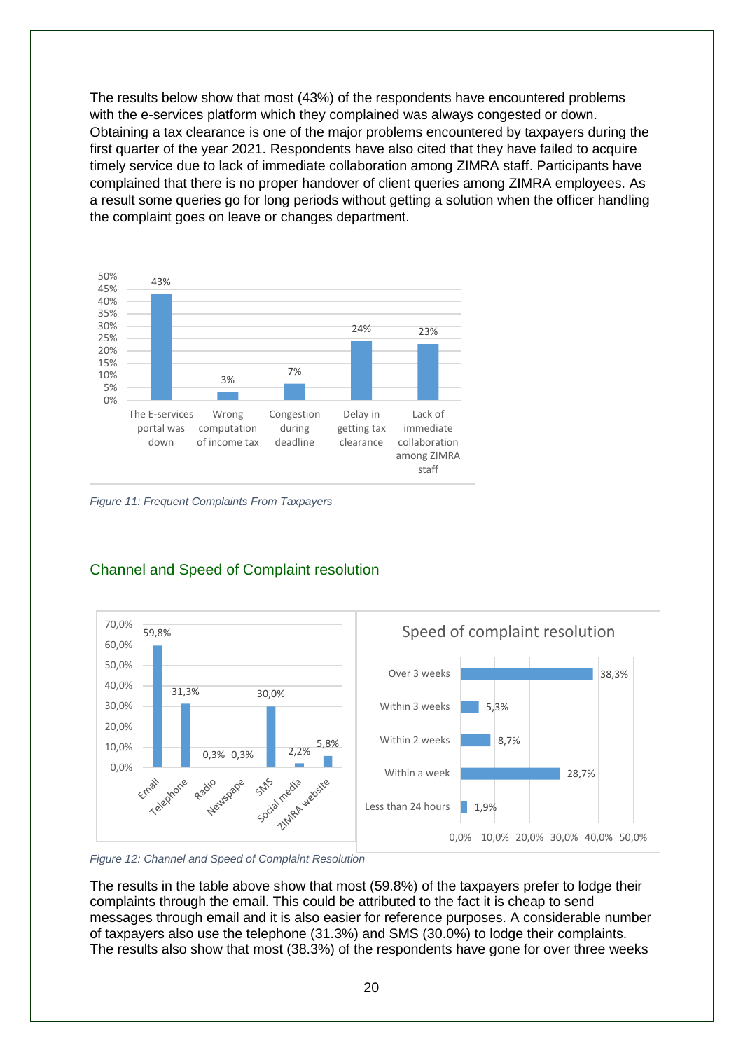The results below show that most (43%) of the respondents have encountered problems with the e-services platform which they complained was always congested or down. Obtaining a tax clearance is one of the major problems encountered by taxpayers during the first quarter of the year 2021. Respondents have also cited that they have failed to acquire timely service due to lack of immediate collaboration among ZIMRA staff. Participants have complained that there is no proper handover of client queries among ZIMRA employees. As a result some queries go for long periods without getting a solution when the officer handling the complaint goes on leave or changes department.

50%
45%
40%
35%
30%
25%
20%
15%
10%
5%
0%

43%
3%
7%
24%
23%

The E-services portal was down
Wrong computation of income tax
Congestion during deadline
Delay in getting tax clearance
Lack of immediate collaboration among ZIMRA staff

*Figure 11: Frequent Complaints From Taxpayers*

## Channel and Speed of Complaint resolution

70,0%
60,0%
50,0%
40,0%
30,0%
20,0%
10,0%
0,0%

59,8%
31,3%
0,3%
0,3%
30,0%
2,2%
5,8%

Email
Telephone
Radio
Newspape
SMS
Social media
ZIMRA website

Speed of complaint resolution

Over 3 weeks 38,3%
Within 3 weeks 5,3%
Within 2 weeks 8,7%
Within a week 28,7%
Less than 24 hours 1,9%

0,0% 10,0% 20,0% 30,0% 40,0% 50,0%

*Figure 12: Channel and Speed of Complaint Resolution*

The results in the table above show that most (59.8%) of the taxpayers prefer to lodge their complaints through the email. This could be attributed to the fact it is cheap to send messages through email and it is also easier for reference purposes. A considerable number of taxpayers also use the telephone (31.3%) and SMS (30.0%) to lodge their complaints. The results also show that most (38.3%) of the respondents have gone for over three weeks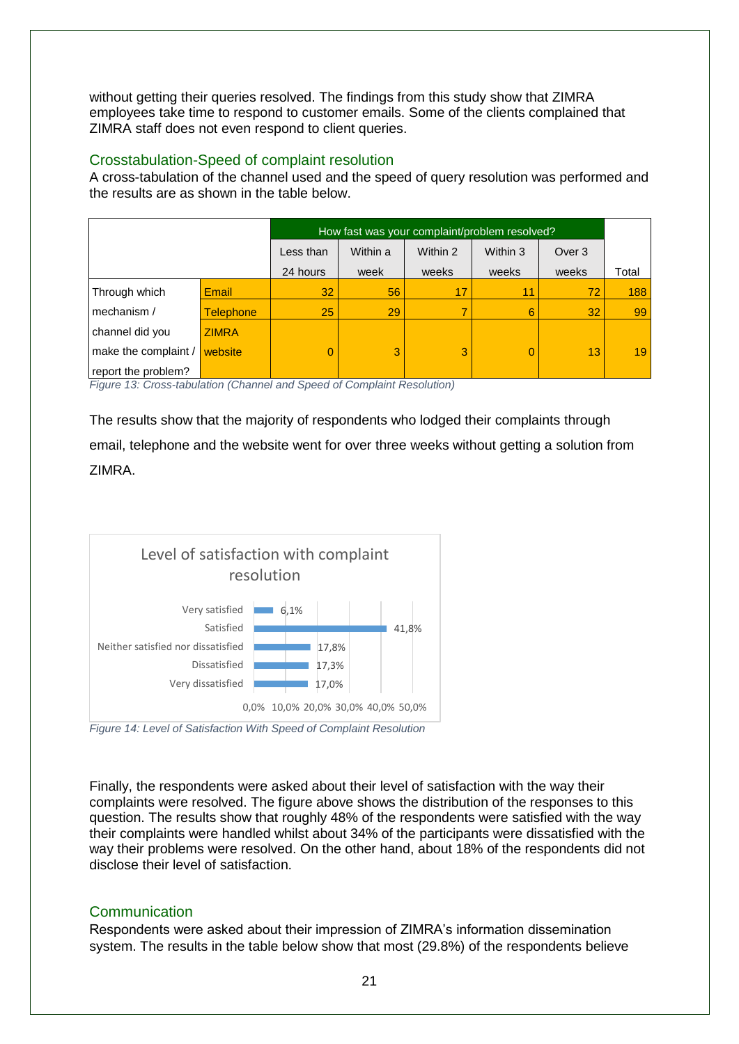without getting their queries resolved. The findings from this study show that ZIMRA employees take time to respond to customer emails. Some of the clients complained that ZIMRA staff does not even respond to client queries.

## Crosstabulation-Speed of complaint resolution

A cross-tabulation of the channel used and the speed of query resolution was performed and the results are as shown in the table below.

| | | How fast was your complaint/problem resolved? | | | | | |
|---|---|---|---|---|---|---|---|
| | | Less than 24 hours | Within a week | Within 2 weeks | Within 3 weeks | Over 3 weeks | Total |
| Through which mechanism / channel did you make the complaint / report the problem? | Email | 32 | 56 | 17 | 11 | 72 | 188 |
| | Telephone | 25 | 29 | 7 | 6 | 32 | 99 |
| | ZIMRA website | 0 | 3 | 3 | 0 | 13 | 19 |

*Figure 13: Cross-tabulation (Channel and Speed of Complaint Resolution)*

The results show that the majority of respondents who lodged their complaints through email, telephone and the website went for over three weeks without getting a solution from ZIMRA.

Level of satisfaction with complaint resolution

Very satisfied 6,1%
Satisfied 41,8%
Neither satisfied nor dissatisfied 17,8%
Dissatisfied 17,3%
Very dissatisfied 17,0%

0,0% 10,0% 20,0% 30,0% 40,0% 50,0%

*Figure 14: Level of Satisfaction With Speed of Complaint Resolution*

Finally, the respondents were asked about their level of satisfaction with the way their complaints were resolved. The figure above shows the distribution of the responses to this question. The results show that roughly 48% of the respondents were satisfied with the way their complaints were handled whilst about 34% of the participants were dissatisfied with the way their problems were resolved. On the other hand, about 18% of the respondents did not disclose their level of satisfaction.

## Communication

Respondents were asked about their impression of ZIMRA's information dissemination system. The results in the table below show that most (29.8%) of the respondents believe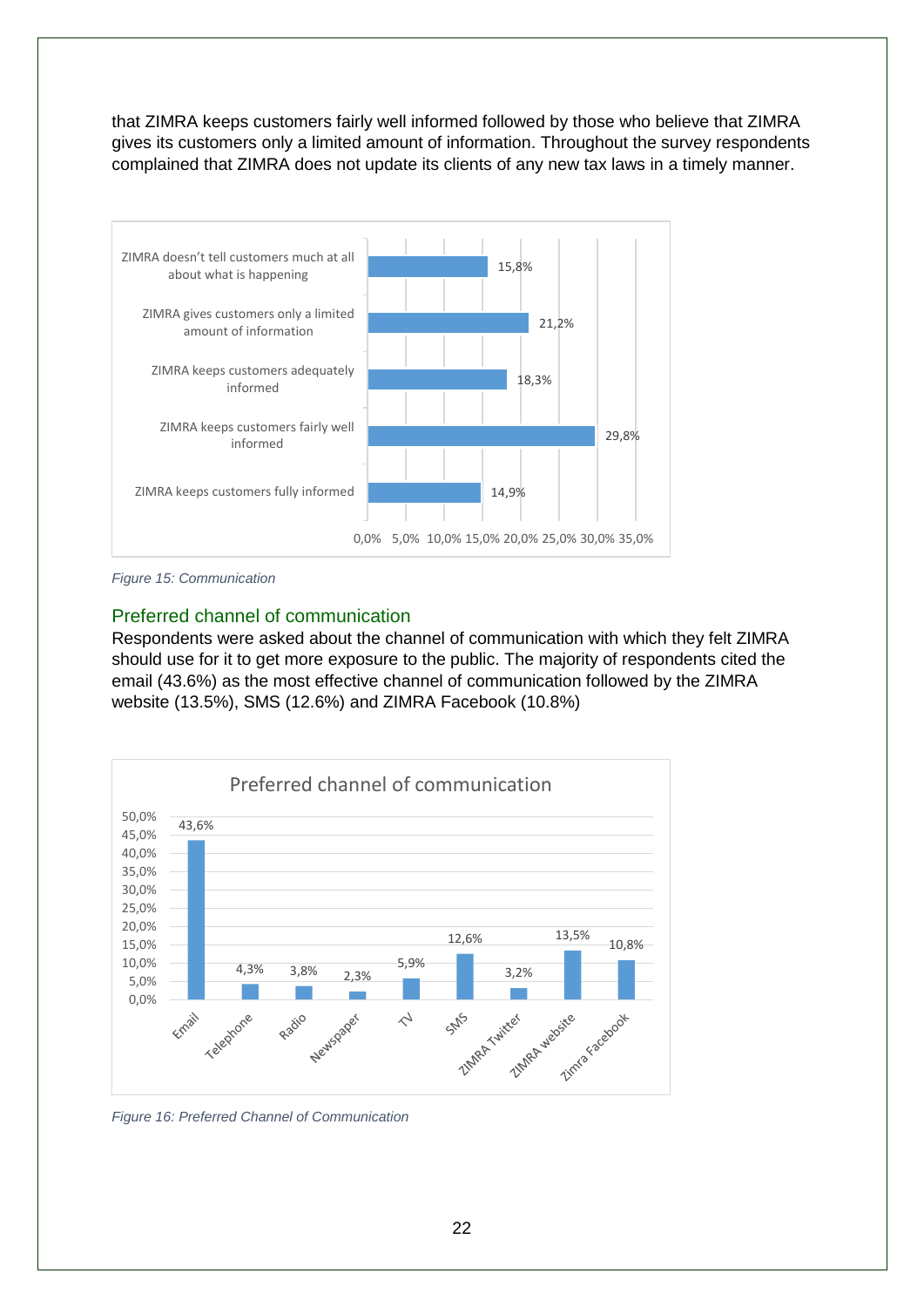that ZIMRA keeps customers fairly well informed followed by those who believe that ZIMRA gives its customers only a limited amount of information. Throughout the survey respondents complained that ZIMRA does not update its clients of any new tax laws in a timely manner.

ZIMRA doesn't tell customers much at all about what is happening
15,8%
ZIMRA gives customers only a limited amount of information
21,2%
ZIMRA keeps customers adequately informed
18,3%
ZIMRA keeps customers fairly well informed
29,8%
ZIMRA keeps customers fully informed
14,9%

0,0% 5,0% 10,0% 15,0% 20,0% 25,0% 30,0% 35,0%

*Figure 15: Communication*

## Preferred channel of communication

Respondents were asked about the channel of communication with which they felt ZIMRA should use for it to get more exposure to the public. The majority of respondents cited the email (43.6%) as the most effective channel of communication followed by the ZIMRA website (13.5%), SMS (12.6%) and ZIMRA Facebook (10.8%)

Preferred channel of communication

50,0%
45,0%
40,0%
35,0%
30,0%
25,0%
20,0%
15,0%
10,0%
5,0%
0,0%

Email 43,6%
Telephone 4,3%
Radio 3,8%
Newspaper 2,3%
TV 5,9%
SMS 12,6%
ZIMRA Twitter 3,2%
ZIMRA website 13,5%
Zimra Facebook 10,8%

*Figure 16: Preferred Channel of Communication*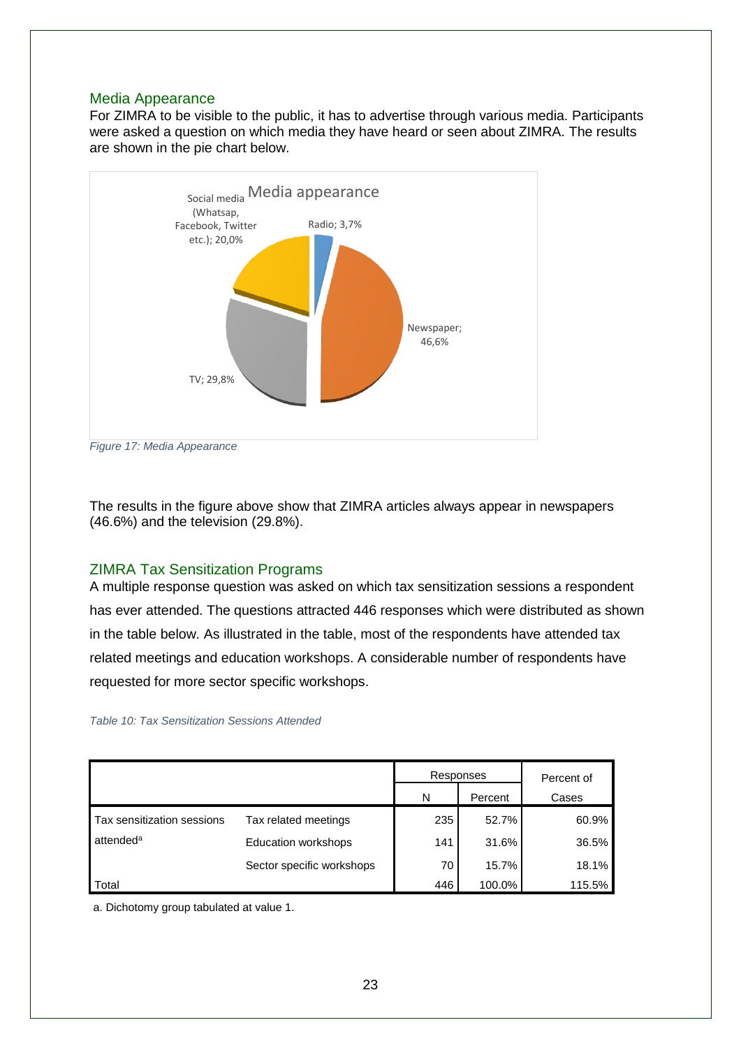## Media Appearance

For ZIMRA to be visible to the public, it has to advertise through various media. Participants were asked a question on which media they have heard or seen about ZIMRA. The results are shown in the pie chart below.

Media appearance

Radio; 3,7%

Newspaper; 46,6%

TV; 29,8%

Social media (Whatsap, Facebook, Twitter etc.); 20,0%

*Figure 17: Media Appearance*

The results in the figure above show that ZIMRA articles always appear in newspapers (46.6%) and the television (29.8%).

## ZIMRA Tax Sensitization Programs

A multiple response question was asked on which tax sensitization sessions a respondent has ever attended. The questions attracted 446 responses which were distributed as shown in the table below. As illustrated in the table, most of the respondents have attended tax related meetings and education workshops. A considerable number of respondents have requested for more sector specific workshops.

*Table 10: Tax Sensitization Sessions Attended*

| | | Responses | | Percent of Cases |
|---|---|---|---|---|
| | | N | Percent | |
| Tax sensitization sessions attended[a] | Tax related meetings | 235 | 52.7% | 60.9% |
| | Education workshops | 141 | 31.6% | 36.5% |
| | Sector specific workshops | 70 | 15.7% | 18.1% |
| Total | | 446 | 100.0% | 115.5% |

a. Dichotomy group tabulated at value 1.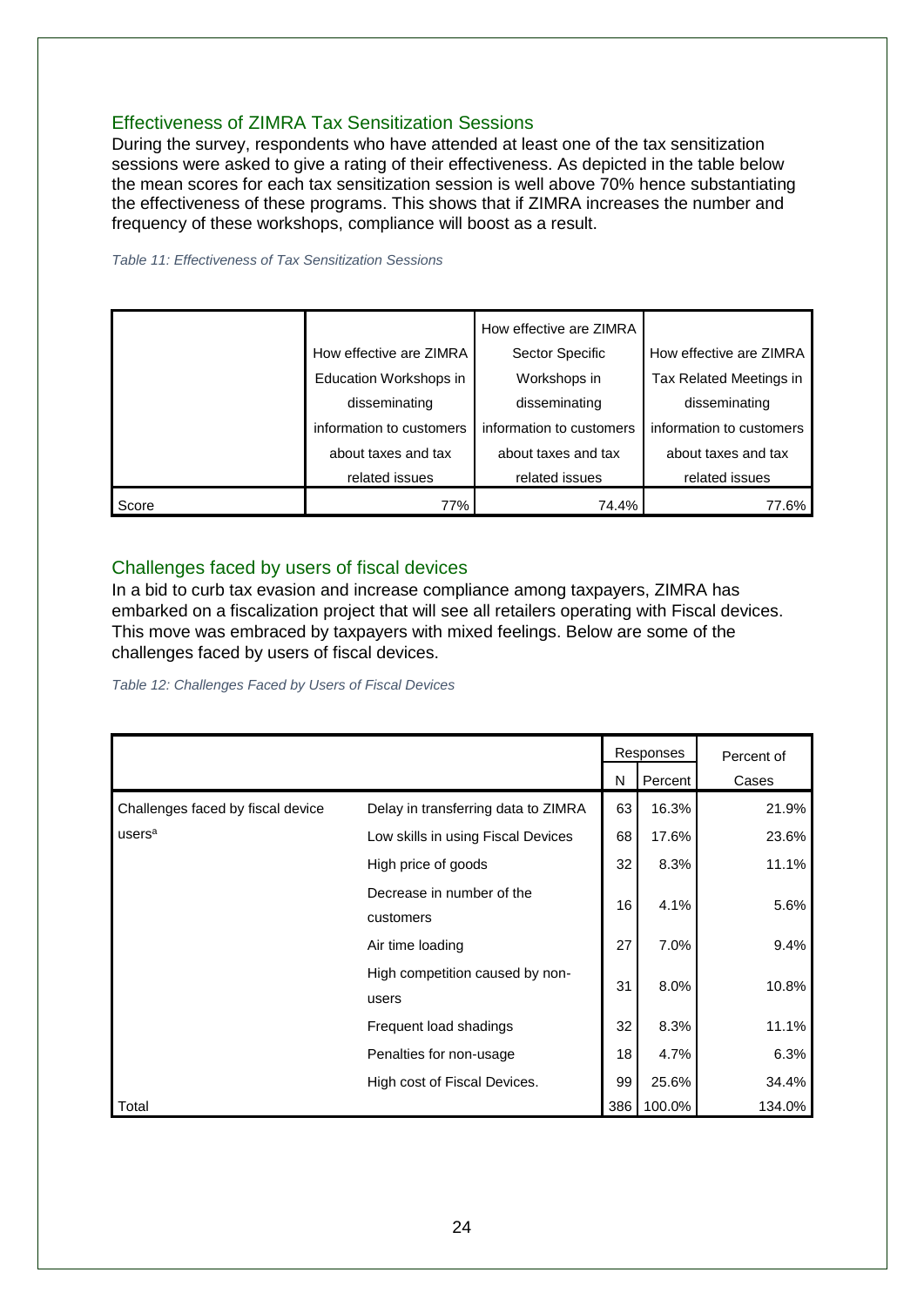## Effectiveness of ZIMRA Tax Sensitization Sessions

During the survey, respondents who have attended at least one of the tax sensitization sessions were asked to give a rating of their effectiveness. As depicted in the table below the mean scores for each tax sensitization session is well above 70% hence substantiating the effectiveness of these programs. This shows that if ZIMRA increases the number and frequency of these workshops, compliance will boost as a result.

*Table 11: Effectiveness of Tax Sensitization Sessions*

| | How effective are ZIMRA Education Workshops in disseminating information to customers about taxes and tax related issues | How effective are ZIMRA Sector Specific Workshops in disseminating information to customers about taxes and tax related issues | How effective are ZIMRA Tax Related Meetings in disseminating information to customers about taxes and tax related issues |
|---|---|---|---|
| Score | 77% | 74.4% | 77.6% |

## Challenges faced by users of fiscal devices

In a bid to curb tax evasion and increase compliance among taxpayers, ZIMRA has embarked on a fiscalization project that will see all retailers operating with Fiscal devices. This move was embraced by taxpayers with mixed feelings. Below are some of the challenges faced by users of fiscal devices.

*Table 12: Challenges Faced by Users of Fiscal Devices*

| | | Responses | | Percent of Cases |
|---|---|---|---|---|
| | | N | Percent | |
| Challenges faced by fiscal device users[a] | Delay in transferring data to ZIMRA | 63 | 16.3% | 21.9% |
| | Low skills in using Fiscal Devices | 68 | 17.6% | 23.6% |
| | High price of goods | 32 | 8.3% | 11.1% |
| | Decrease in number of the customers | 16 | 4.1% | 5.6% |
| | Air time loading | 27 | 7.0% | 9.4% |
| | High competition caused by non-users | 31 | 8.0% | 10.8% |
| | Frequent load shadings | 32 | 8.3% | 11.1% |
| | Penalties for non-usage | 18 | 4.7% | 6.3% |
| | High cost of Fiscal Devices. | 99 | 25.6% | 34.4% |
| Total | | 386 | 100.0% | 134.0% |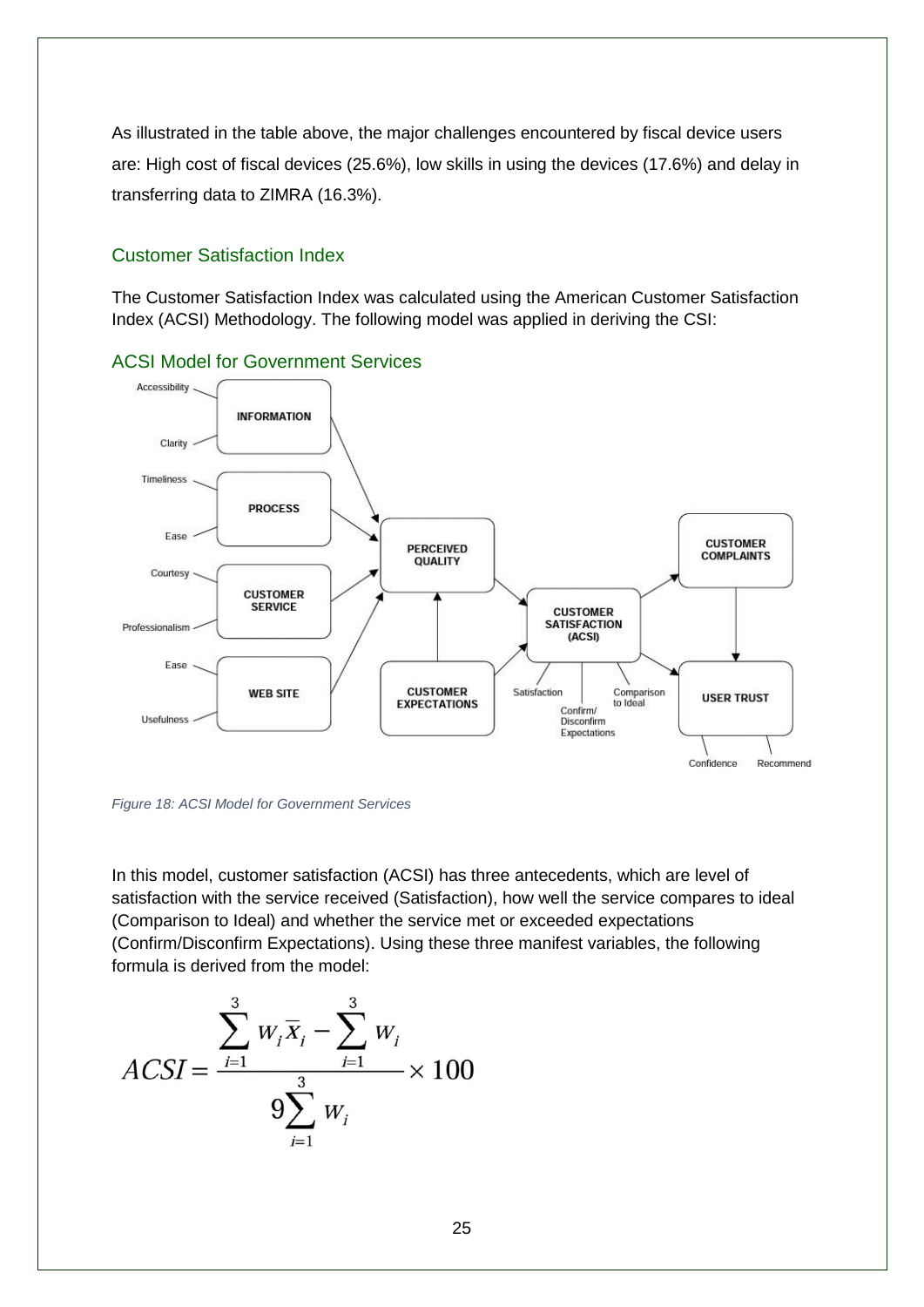As illustrated in the table above, the major challenges encountered by fiscal device users are: High cost of fiscal devices (25.6%), low skills in using the devices (17.6%) and delay in transferring data to ZIMRA (16.3%).

## Customer Satisfaction Index

The Customer Satisfaction Index was calculated using the American Customer Satisfaction Index (ACSI) Methodology. The following model was applied in deriving the CSI:

### ACSI Model for Government Services

Accessibility
Clarity
INFORMATION
Timeliness
Ease
PROCESS
Courtesy
Professionalism
CUSTOMER SERVICE
Ease
Usefulness
WEB SITE
PERCEIVED QUALITY
CUSTOMER EXPECTATIONS
CUSTOMER SATISFACTION (ACSI)
Satisfaction
Confirm/ Disconfirm Expectations
Comparison to Ideal
CUSTOMER COMPLAINTS
USER TRUST
Confidence
Recommend

*Figure 18: ACSI Model for Government Services*

In this model, customer satisfaction (ACSI) has three antecedents, which are level of satisfaction with the service received (Satisfaction), how well the service compares to ideal (Comparison to Ideal) and whether the service met or exceeded expectations (Confirm/Disconfirm Expectations). Using these three manifest variables, the following formula is derived from the model:

$$ACSI = \frac{\sum_{i=1}^{3} w_i \bar{x}_i - \sum_{i=1}^{3} w_i}{9\sum_{i=1}^{3} w_i} \times 100$$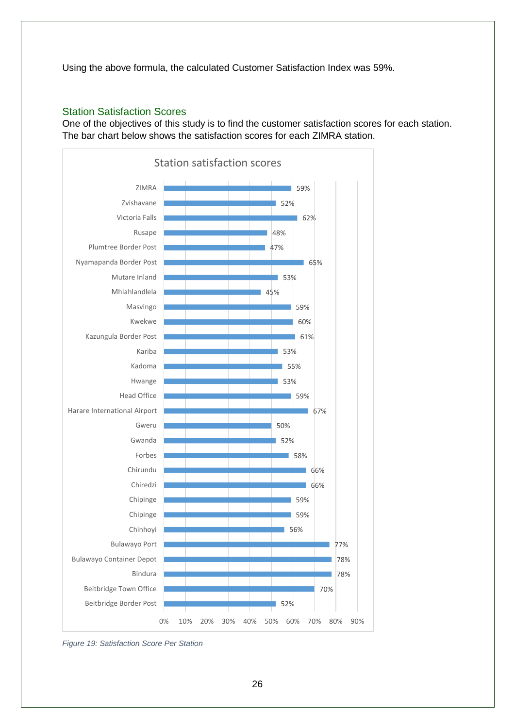Using the above formula, the calculated Customer Satisfaction Index was 59%.

## Station Satisfaction Scores

One of the objectives of this study is to find the customer satisfaction scores for each station. The bar chart below shows the satisfaction scores for each ZIMRA station.

Station satisfaction scores

ZIMRA 59%
Zvishavane 52%
Victoria Falls 62%
Rusape 48%
Plumtree Border Post 47%
Nyamapanda Border Post 65%
Mutare Inland 53%
Mhlahlandlela 45%
Masvingo 59%
Kwekwe 60%
Kazungula Border Post 61%
Kariba 53%
Kadoma 55%
Hwange 53%
Head Office 59%
Harare International Airport 67%
Gweru 50%
Gwanda 52%
Forbes 58%
Chirundu 66%
Chiredzi 66%
Chipinge 59%
Chipinge 59%
Chinhoyi 56%
Bulawayo Port 77%
Bulawayo Container Depot 78%
Bindura 78%
Beitbridge Town Office 70%
Beitbridge Border Post 52%

0% 10% 20% 30% 40% 50% 60% 70% 80% 90%

*Figure 19: Satisfaction Score Per Station*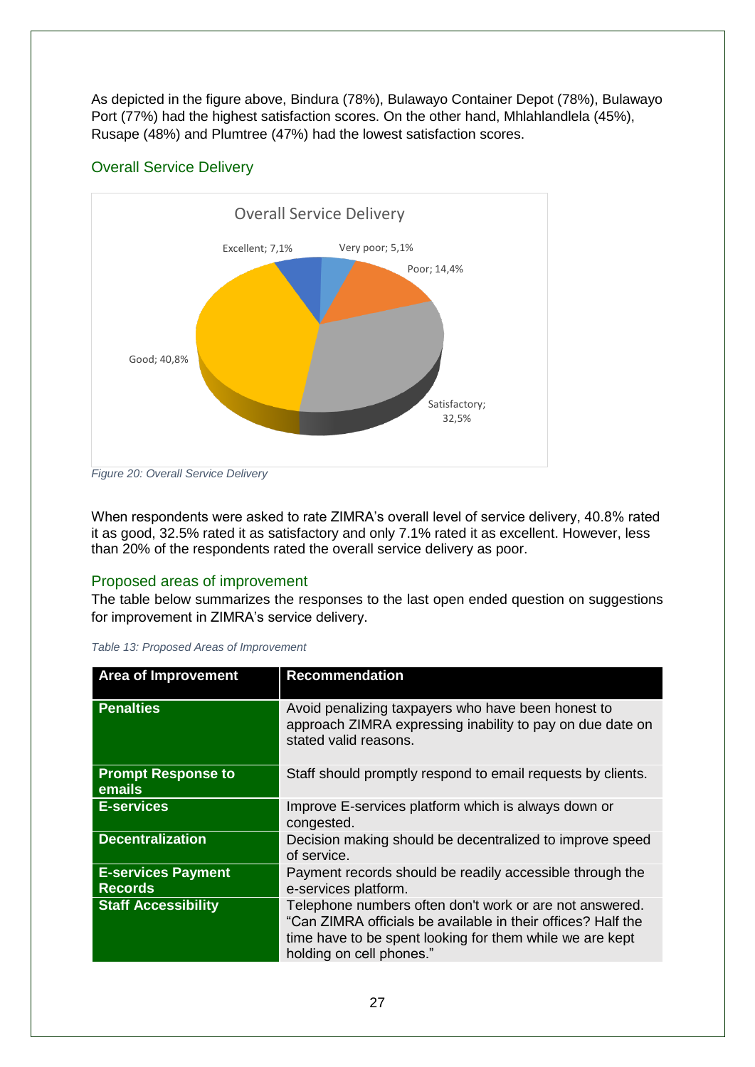As depicted in the figure above, Bindura (78%), Bulawayo Container Depot (78%), Bulawayo Port (77%) had the highest satisfaction scores. On the other hand, Mhlahlandlela (45%), Rusape (48%) and Plumtree (47%) had the lowest satisfaction scores.

## Overall Service Delivery

Overall Service Delivery

Excellent; 7,1%
Very poor; 5,1%
Poor; 14,4%
Good; 40,8%
Satisfactory; 32,5%

*Figure 20: Overall Service Delivery*

When respondents were asked to rate ZIMRA's overall level of service delivery, 40.8% rated it as good, 32.5% rated it as satisfactory and only 7.1% rated it as excellent. However, less than 20% of the respondents rated the overall service delivery as poor.

## Proposed areas of improvement

The table below summarizes the responses to the last open ended question on suggestions for improvement in ZIMRA's service delivery.

*Table 13: Proposed Areas of Improvement*

| Area of Improvement | Recommendation |
| --- | --- |
| **Penalties** | Avoid penalizing taxpayers who have been honest to approach ZIMRA expressing inability to pay on due date on stated valid reasons. |
| **Prompt Response to emails** | Staff should promptly respond to email requests by clients. |
| **E-services** | Improve E-services platform which is always down or congested. |
| **Decentralization** | Decision making should be decentralized to improve speed of service. |
| **E-services Payment Records** | Payment records should be readily accessible through the e-services platform. |
| **Staff Accessibility** | Telephone numbers often don't work or are not answered. "Can ZIMRA officials be available in their offices? Half the time have to be spent looking for them while we are kept holding on cell phones." |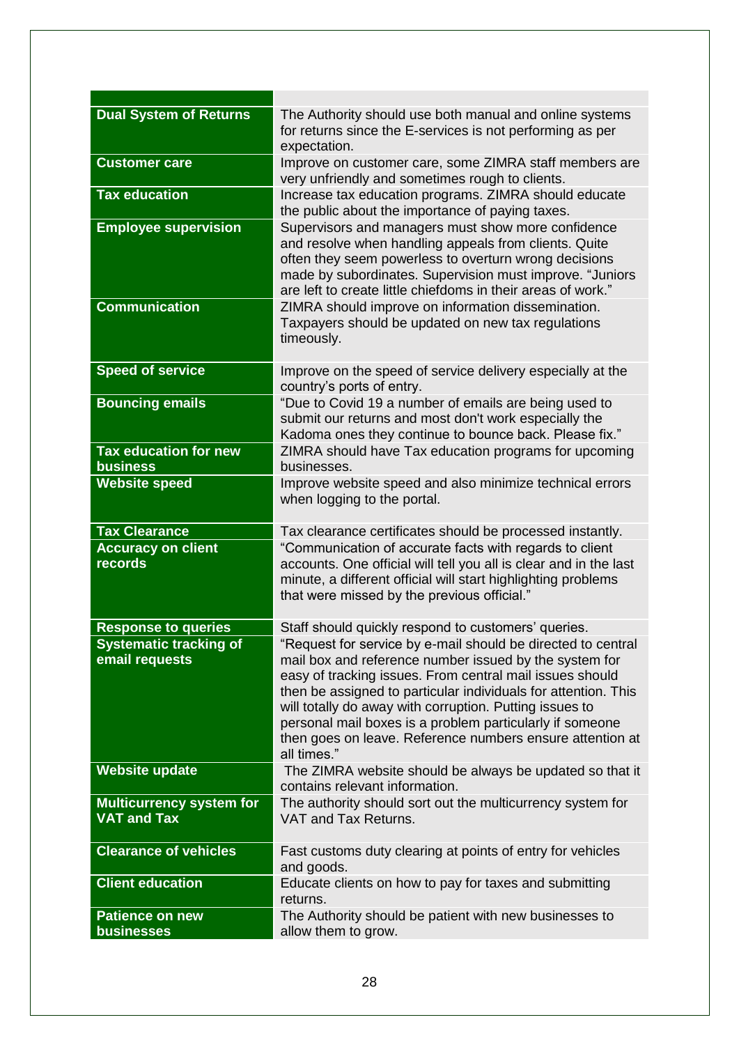| | |
|---|---|
| **Dual System of Returns** | The Authority should use both manual and online systems for returns since the E-services is not performing as per expectation. |
| **Customer care** | Improve on customer care, some ZIMRA staff members are very unfriendly and sometimes rough to clients. |
| **Tax education** | Increase tax education programs. ZIMRA should educate the public about the importance of paying taxes. |
| **Employee supervision** | Supervisors and managers must show more confidence and resolve when handling appeals from clients. Quite often they seem powerless to overturn wrong decisions made by subordinates. Supervision must improve. "Juniors are left to create little chiefdoms in their areas of work." |
| **Communication** | ZIMRA should improve on information dissemination. Taxpayers should be updated on new tax regulations timeously. |
| **Speed of service** | Improve on the speed of service delivery especially at the country's ports of entry. |
| **Bouncing emails** | "Due to Covid 19 a number of emails are being used to submit our returns and most don't work especially the Kadoma ones they continue to bounce back. Please fix." |
| **Tax education for new business** | ZIMRA should have Tax education programs for upcoming businesses. |
| **Website speed** | Improve website speed and also minimize technical errors when logging to the portal. |
| **Tax Clearance** | Tax clearance certificates should be processed instantly. |
| **Accuracy on client records** | "Communication of accurate facts with regards to client accounts. One official will tell you all is clear and in the last minute, a different official will start highlighting problems that were missed by the previous official." |
| **Response to queries** | Staff should quickly respond to customers' queries. |
| **Systematic tracking of email requests** | "Request for service by e-mail should be directed to central mail box and reference number issued by the system for easy of tracking issues. From central mail issues should then be assigned to particular individuals for attention. This will totally do away with corruption. Putting issues to personal mail boxes is a problem particularly if someone then goes on leave. Reference numbers ensure attention at all times." |
| **Website update** | The ZIMRA website should be always be updated so that it contains relevant information. |
| **Multicurrency system for VAT and Tax** | The authority should sort out the multicurrency system for VAT and Tax Returns. |
| **Clearance of vehicles** | Fast customs duty clearing at points of entry for vehicles and goods. |
| **Client education** | Educate clients on how to pay for taxes and submitting returns. |
| **Patience on new businesses** | The Authority should be patient with new businesses to allow them to grow. |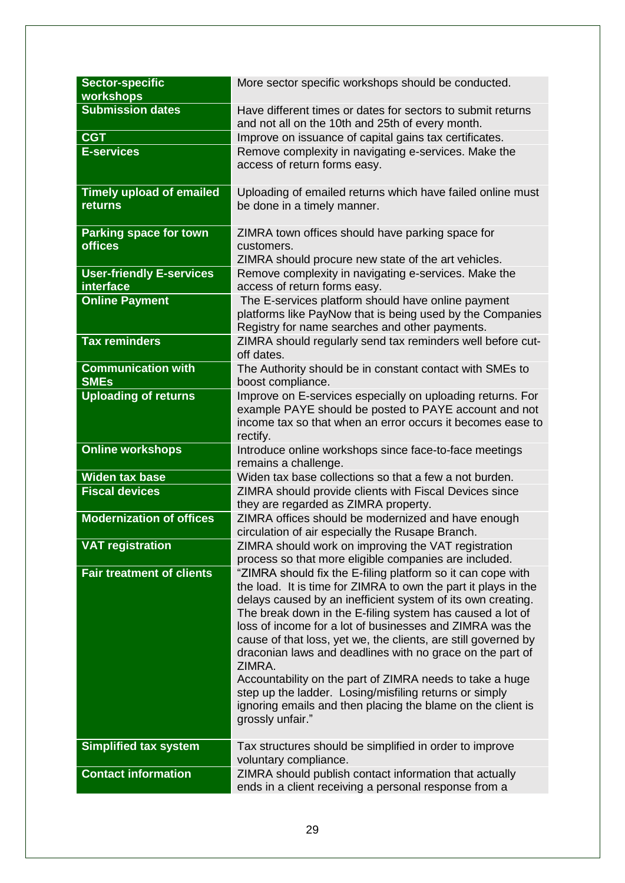| | |
|---|---|
| **Sector-specific workshops** | More sector specific workshops should be conducted. |
| **Submission dates** | Have different times or dates for sectors to submit returns and not all on the 10th and 25th of every month. |
| **CGT** | Improve on issuance of capital gains tax certificates. |
| **E-services** | Remove complexity in navigating e-services. Make the access of return forms easy. |
| **Timely upload of emailed returns** | Uploading of emailed returns which have failed online must be done in a timely manner. |
| **Parking space for town offices** | ZIMRA town offices should have parking space for customers.<br>ZIMRA should procure new state of the art vehicles. |
| **User-friendly E-services interface** | Remove complexity in navigating e-services. Make the access of return forms easy. |
| **Online Payment** | The E-services platform should have online payment platforms like PayNow that is being used by the Companies Registry for name searches and other payments. |
| **Tax reminders** | ZIMRA should regularly send tax reminders well before cut-off dates. |
| **Communication with SMEs** | The Authority should be in constant contact with SMEs to boost compliance. |
| **Uploading of returns** | Improve on E-services especially on uploading returns. For example PAYE should be posted to PAYE account and not income tax so that when an error occurs it becomes ease to rectify. |
| **Online workshops** | Introduce online workshops since face-to-face meetings remains a challenge. |
| **Widen tax base** | Widen tax base collections so that a few a not burden. |
| **Fiscal devices** | ZIMRA should provide clients with Fiscal Devices since they are regarded as ZIMRA property. |
| **Modernization of offices** | ZIMRA offices should be modernized and have enough circulation of air especially the Rusape Branch. |
| **VAT registration** | ZIMRA should work on improving the VAT registration process so that more eligible companies are included. |
| **Fair treatment of clients** | "ZIMRA should fix the E-filing platform so it can cope with the load. It is time for ZIMRA to own the part it plays in the delays caused by an inefficient system of its own creating. The break down in the E-filing system has caused a lot of loss of income for a lot of businesses and ZIMRA was the cause of that loss, yet we, the clients, are still governed by draconian laws and deadlines with no grace on the part of ZIMRA.<br>Accountability on the part of ZIMRA needs to take a huge step up the ladder. Losing/misfiling returns or simply ignoring emails and then placing the blame on the client is grossly unfair." |
| **Simplified tax system** | Tax structures should be simplified in order to improve voluntary compliance. |
| **Contact information** | ZIMRA should publish contact information that actually ends in a client receiving a personal response from a |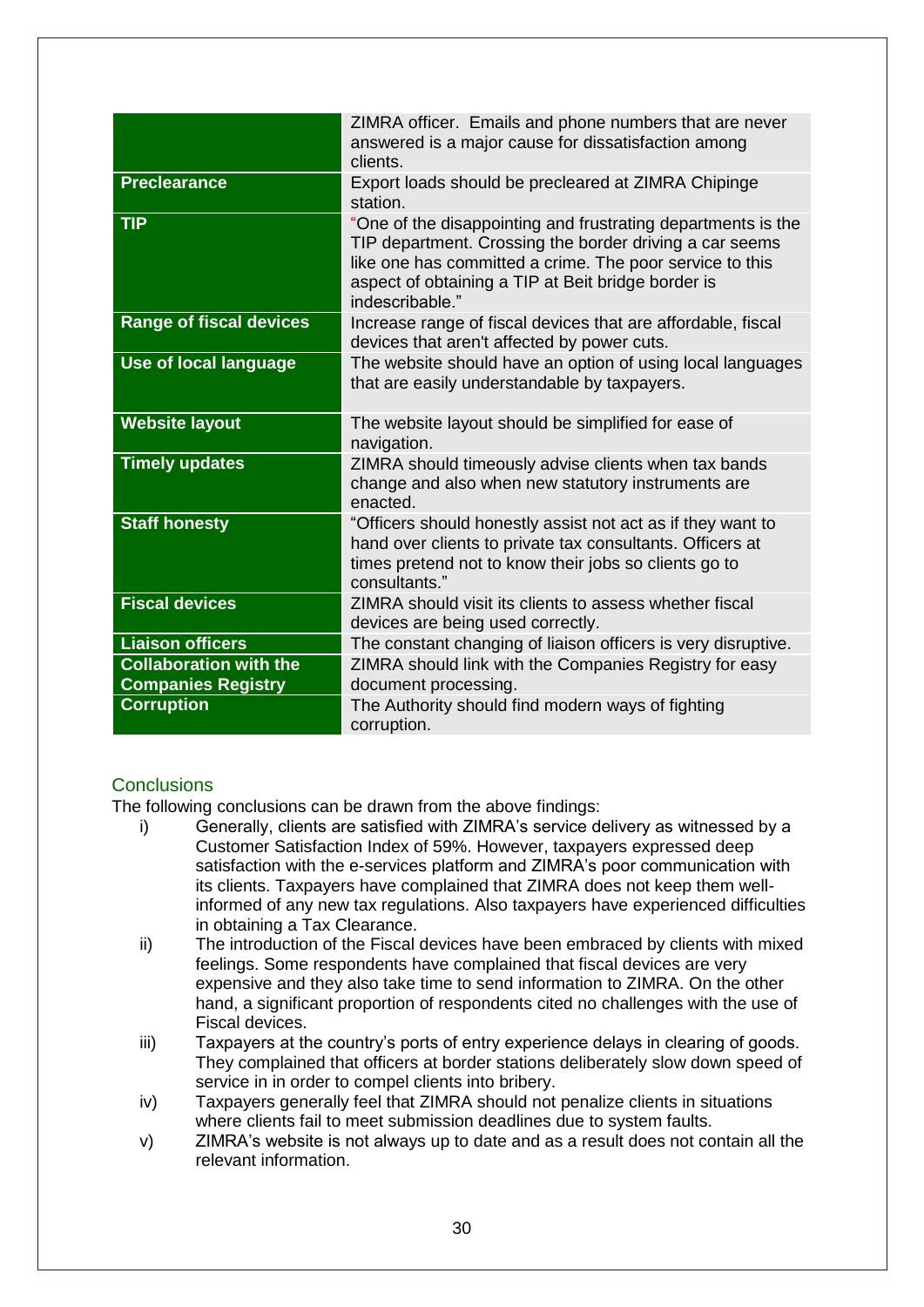| | |
|---|---|
| | ZIMRA officer. Emails and phone numbers that are never answered is a major cause for dissatisfaction among clients. |
| **Preclearance** | Export loads should be precleared at ZIMRA Chipinge station. |
| **TIP** | "One of the disappointing and frustrating departments is the TIP department. Crossing the border driving a car seems like one has committed a crime. The poor service to this aspect of obtaining a TIP at Beit bridge border is indescribable." |
| **Range of fiscal devices** | Increase range of fiscal devices that are affordable, fiscal devices that aren't affected by power cuts. |
| **Use of local language** | The website should have an option of using local languages that are easily understandable by taxpayers. |
| **Website layout** | The website layout should be simplified for ease of navigation. |
| **Timely updates** | ZIMRA should timeously advise clients when tax bands change and also when new statutory instruments are enacted. |
| **Staff honesty** | "Officers should honestly assist not act as if they want to hand over clients to private tax consultants. Officers at times pretend not to know their jobs so clients go to consultants." |
| **Fiscal devices** | ZIMRA should visit its clients to assess whether fiscal devices are being used correctly. |
| **Liaison officers** | The constant changing of liaison officers is very disruptive. |
| **Collaboration with the Companies Registry** | ZIMRA should link with the Companies Registry for easy document processing. |
| **Corruption** | The Authority should find modern ways of fighting corruption. |

## Conclusions

The following conclusions can be drawn from the above findings:

i) Generally, clients are satisfied with ZIMRA's service delivery as witnessed by a Customer Satisfaction Index of 59%. However, taxpayers expressed deep satisfaction with the e-services platform and ZIMRA's poor communication with its clients. Taxpayers have complained that ZIMRA does not keep them well-informed of any new tax regulations. Also taxpayers have experienced difficulties in obtaining a Tax Clearance.

ii) The introduction of the Fiscal devices have been embraced by clients with mixed feelings. Some respondents have complained that fiscal devices are very expensive and they also take time to send information to ZIMRA. On the other hand, a significant proportion of respondents cited no challenges with the use of Fiscal devices.

iii) Taxpayers at the country's ports of entry experience delays in clearing of goods. They complained that officers at border stations deliberately slow down speed of service in in order to compel clients into bribery.

iv) Taxpayers generally feel that ZIMRA should not penalize clients in situations where clients fail to meet submission deadlines due to system faults.

v) ZIMRA's website is not always up to date and as a result does not contain all the relevant information.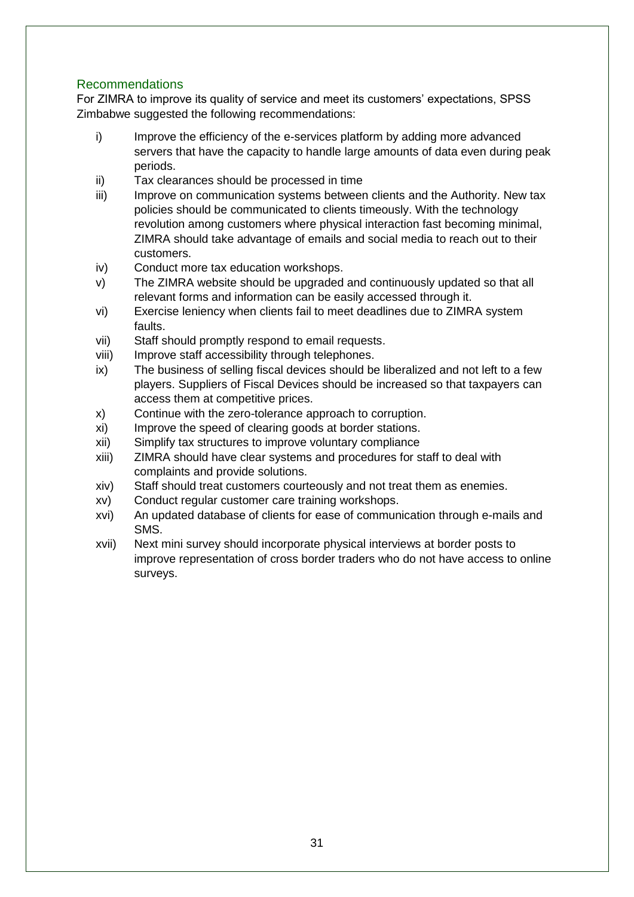## Recommendations

For ZIMRA to improve its quality of service and meet its customers' expectations, SPSS Zimbabwe suggested the following recommendations:

i) Improve the efficiency of the e-services platform by adding more advanced servers that have the capacity to handle large amounts of data even during peak periods.
ii) Tax clearances should be processed in time
iii) Improve on communication systems between clients and the Authority. New tax policies should be communicated to clients timeously. With the technology revolution among customers where physical interaction fast becoming minimal, ZIMRA should take advantage of emails and social media to reach out to their customers.
iv) Conduct more tax education workshops.
v) The ZIMRA website should be upgraded and continuously updated so that all relevant forms and information can be easily accessed through it.
vi) Exercise leniency when clients fail to meet deadlines due to ZIMRA system faults.
vii) Staff should promptly respond to email requests.
viii) Improve staff accessibility through telephones.
ix) The business of selling fiscal devices should be liberalized and not left to a few players. Suppliers of Fiscal Devices should be increased so that taxpayers can access them at competitive prices.
x) Continue with the zero-tolerance approach to corruption.
xi) Improve the speed of clearing goods at border stations.
xii) Simplify tax structures to improve voluntary compliance
xiii) ZIMRA should have clear systems and procedures for staff to deal with complaints and provide solutions.
xiv) Staff should treat customers courteously and not treat them as enemies.
xv) Conduct regular customer care training workshops.
xvi) An updated database of clients for ease of communication through e-mails and SMS.
xvii) Next mini survey should incorporate physical interviews at border posts to improve representation of cross border traders who do not have access to online surveys.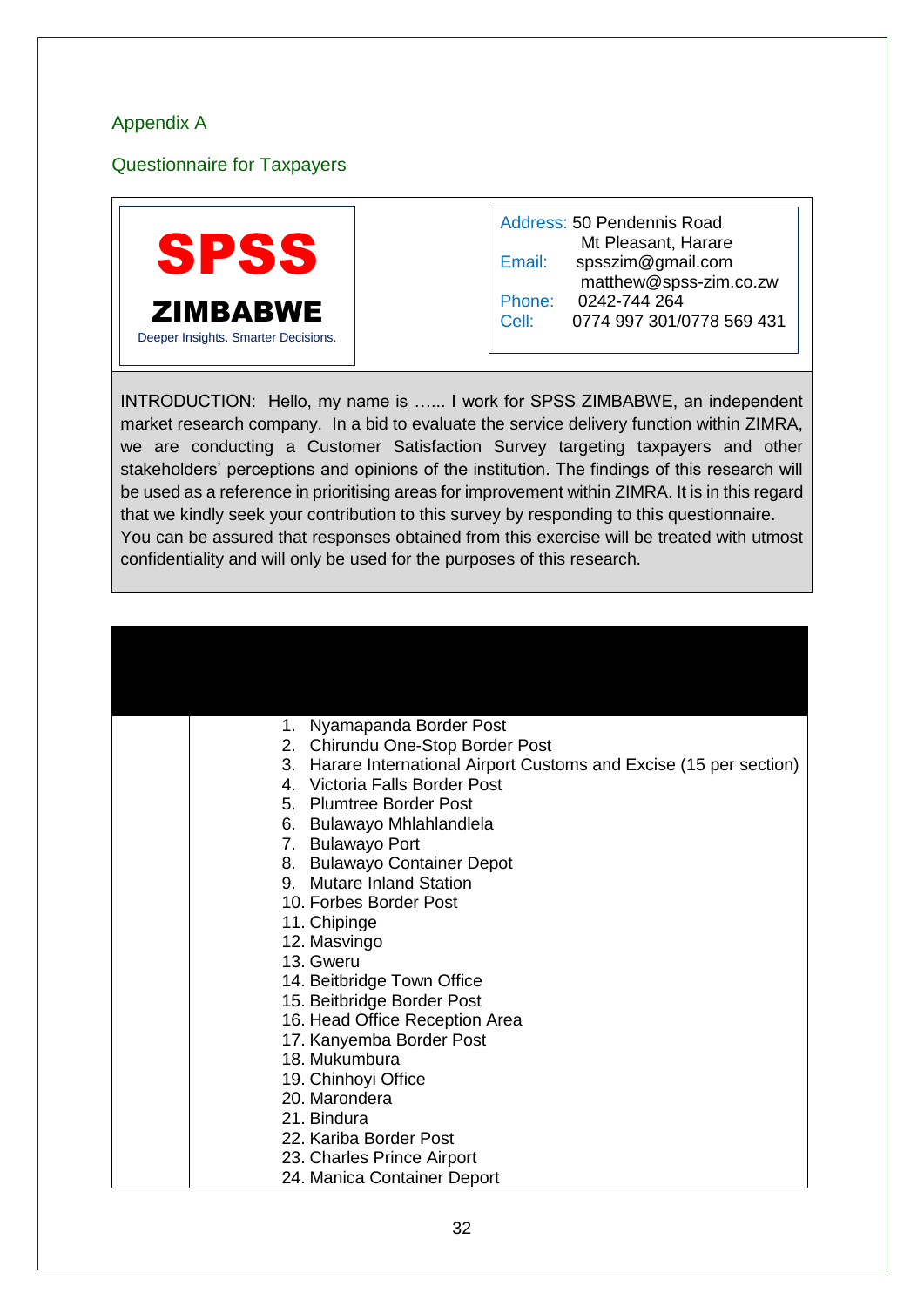Appendix A

Questionnaire for Taxpayers

| | |
|---|---|
| **SPSS** **ZIMBABWE** Deeper Insights. Smarter Decisions. | Address: 50 Pendennis Road Mt Pleasant, Harare<br>Email: spsszim@gmail.com matthew@spss-zim.co.zw<br>Phone: 0242-744 264<br>Cell: 0774 997 301/0778 569 431 |

INTRODUCTION: Hello, my name is …... I work for SPSS ZIMBABWE, an independent market research company. In a bid to evaluate the service delivery function within ZIMRA, we are conducting a Customer Satisfaction Survey targeting taxpayers and other stakeholders' perceptions and opinions of the institution. The findings of this research will be used as a reference in prioritising areas for improvement within ZIMRA. It is in this regard that we kindly seek your contribution to this survey by responding to this questionnaire. You can be assured that responses obtained from this exercise will be treated with utmost confidentiality and will only be used for the purposes of this research.

| | |
|---|---|
| | 1. Nyamapanda Border Post<br>2. Chirundu One-Stop Border Post<br>3. Harare International Airport Customs and Excise (15 per section)<br>4. Victoria Falls Border Post<br>5. Plumtree Border Post<br>6. Bulawayo Mhlahlandlela<br>7. Bulawayo Port<br>8. Bulawayo Container Depot<br>9. Mutare Inland Station<br>10. Forbes Border Post<br>11. Chipinge<br>12. Masvingo<br>13. Gweru<br>14. Beitbridge Town Office<br>15. Beitbridge Border Post<br>16. Head Office Reception Area<br>17. Kanyemba Border Post<br>18. Mukumbura<br>19. Chinhoyi Office<br>20. Marondera<br>21. Bindura<br>22. Kariba Border Post<br>23. Charles Prince Airport<br>24. Manica Container Deport |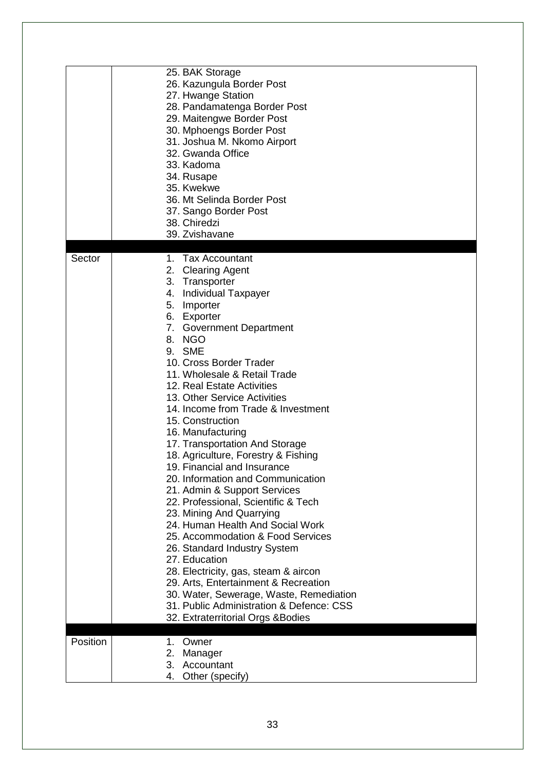| | |
|---|---|
| | 25. BAK Storage<br>26. Kazungula Border Post<br>27. Hwange Station<br>28. Pandamatenga Border Post<br>29. Maitengwe Border Post<br>30. Mphoengs Border Post<br>31. Joshua M. Nkomo Airport<br>32. Gwanda Office<br>33. Kadoma<br>34. Rusape<br>35. Kwekwe<br>36. Mt Selinda Border Post<br>37. Sango Border Post<br>38. Chiredzi<br>39. Zvishavane |
| | |
| Sector | 1. Tax Accountant<br>2. Clearing Agent<br>3. Transporter<br>4. Individual Taxpayer<br>5. Importer<br>6. Exporter<br>7. Government Department<br>8. NGO<br>9. SME<br>10. Cross Border Trader<br>11. Wholesale & Retail Trade<br>12. Real Estate Activities<br>13. Other Service Activities<br>14. Income from Trade & Investment<br>15. Construction<br>16. Manufacturing<br>17. Transportation And Storage<br>18. Agriculture, Forestry & Fishing<br>19. Financial and Insurance<br>20. Information and Communication<br>21. Admin & Support Services<br>22. Professional, Scientific & Tech<br>23. Mining And Quarrying<br>24. Human Health And Social Work<br>25. Accommodation & Food Services<br>26. Standard Industry System<br>27. Education<br>28. Electricity, gas, steam & aircon<br>29. Arts, Entertainment & Recreation<br>30. Water, Sewerage, Waste, Remediation<br>31. Public Administration & Defence: CSS<br>32. Extraterritorial Orgs &Bodies |
| | |
| Position | 1. Owner<br>2. Manager<br>3. Accountant<br>4. Other (specify) |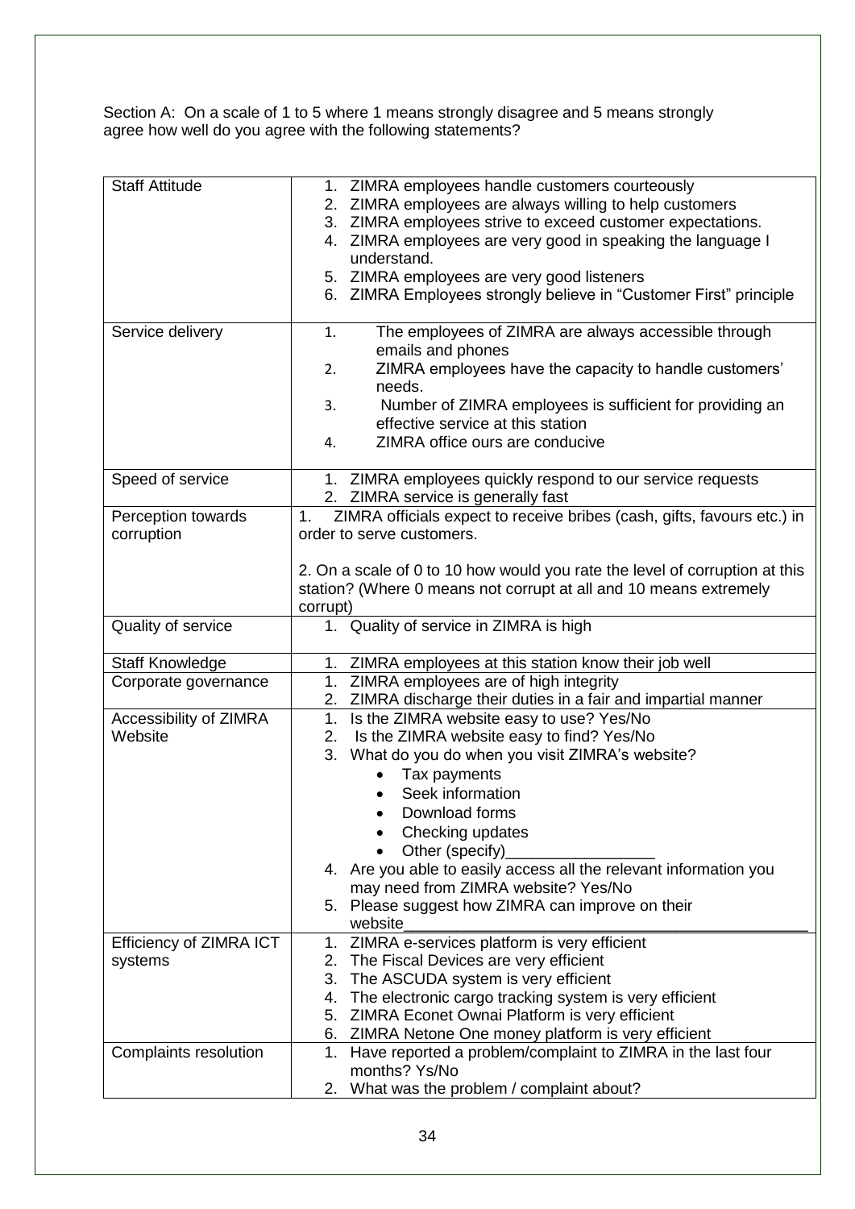Section A: On a scale of 1 to 5 where 1 means strongly disagree and 5 means strongly agree how well do you agree with the following statements?

| | |
|---|---|
| Staff Attitude | 1. ZIMRA employees handle customers courteously<br>2. ZIMRA employees are always willing to help customers<br>3. ZIMRA employees strive to exceed customer expectations.<br>4. ZIMRA employees are very good in speaking the language I understand.<br>5. ZIMRA employees are very good listeners<br>6. ZIMRA Employees strongly believe in "Customer First" principle |
| Service delivery | 1. The employees of ZIMRA are always accessible through emails and phones<br>2. ZIMRA employees have the capacity to handle customers' needs.<br>3. Number of ZIMRA employees is sufficient for providing an effective service at this station<br>4. ZIMRA office ours are conducive |
| Speed of service | 1. ZIMRA employees quickly respond to our service requests<br>2. ZIMRA service is generally fast |
| Perception towards corruption | 1. ZIMRA officials expect to receive bribes (cash, gifts, favours etc.) in order to serve customers.<br><br>2. On a scale of 0 to 10 how would you rate the level of corruption at this station? (Where 0 means not corrupt at all and 10 means extremely corrupt) |
| Quality of service | 1. Quality of service in ZIMRA is high |
| Staff Knowledge | 1. ZIMRA employees at this station know their job well |
| Corporate governance | 1. ZIMRA employees are of high integrity<br>2. ZIMRA discharge their duties in a fair and impartial manner |
| Accessibility of ZIMRA Website | 1. Is the ZIMRA website easy to use? Yes/No<br>2. Is the ZIMRA website easy to find? Yes/No<br>3. What do you do when you visit ZIMRA's website?<br>• Tax payments<br>• Seek information<br>• Download forms<br>• Checking updates<br>• Other (specify)________________<br>4. Are you able to easily access all the relevant information you may need from ZIMRA website? Yes/No<br>5. Please suggest how ZIMRA can improve on their website______________________________________________ |
| Efficiency of ZIMRA ICT systems | 1. ZIMRA e-services platform is very efficient<br>2. The Fiscal Devices are very efficient<br>3. The ASCUDA system is very efficient<br>4. The electronic cargo tracking system is very efficient<br>5. ZIMRA Econet Ownai Platform is very efficient<br>6. ZIMRA Netone One money platform is very efficient |
| Complaints resolution | 1. Have reported a problem/complaint to ZIMRA in the last four months? Ys/No<br>2. What was the problem / complaint about? |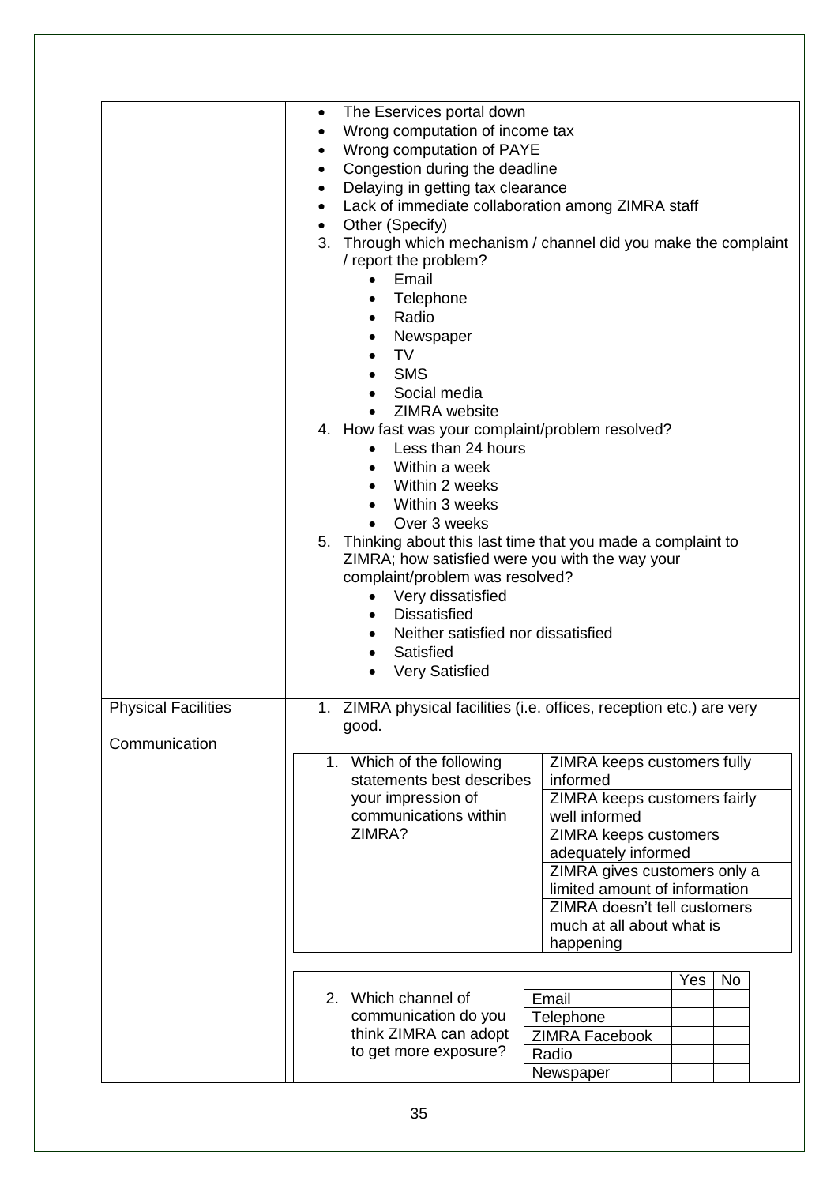| | |
|---|---|
| | • The Eservices portal down<br>• Wrong computation of income tax<br>• Wrong computation of PAYE<br>• Congestion during the deadline<br>• Delaying in getting tax clearance<br>• Lack of immediate collaboration among ZIMRA staff<br>• Other (Specify)<br>3. Through which mechanism / channel did you make the complaint / report the problem?<br>• Email<br>• Telephone<br>• Radio<br>• Newspaper<br>• TV<br>• SMS<br>• Social media<br>• ZIMRA website<br>4. How fast was your complaint/problem resolved?<br>• Less than 24 hours<br>• Within a week<br>• Within 2 weeks<br>• Within 3 weeks<br>• Over 3 weeks<br>5. Thinking about this last time that you made a complaint to ZIMRA; how satisfied were you with the way your complaint/problem was resolved?<br>• Very dissatisfied<br>• Dissatisfied<br>• Neither satisfied nor dissatisfied<br>• Satisfied<br>• Very Satisfied |
| Physical Facilities | 1. ZIMRA physical facilities (i.e. offices, reception etc.) are very good. |
| Communication | 1. Which of the following statements best describes your impression of communications within ZIMRA?<br>• ZIMRA keeps customers fully informed<br>• ZIMRA keeps customers fairly well informed<br>• ZIMRA keeps customers adequately informed<br>• ZIMRA gives customers only a limited amount of information<br>• ZIMRA doesn't tell customers much at all about what is happening<br>2. Which channel of communication do you think ZIMRA can adopt to get more exposure? (Yes / No)<br>• Email<br>• Telephone<br>• ZIMRA Facebook<br>• Radio<br>• Newspaper |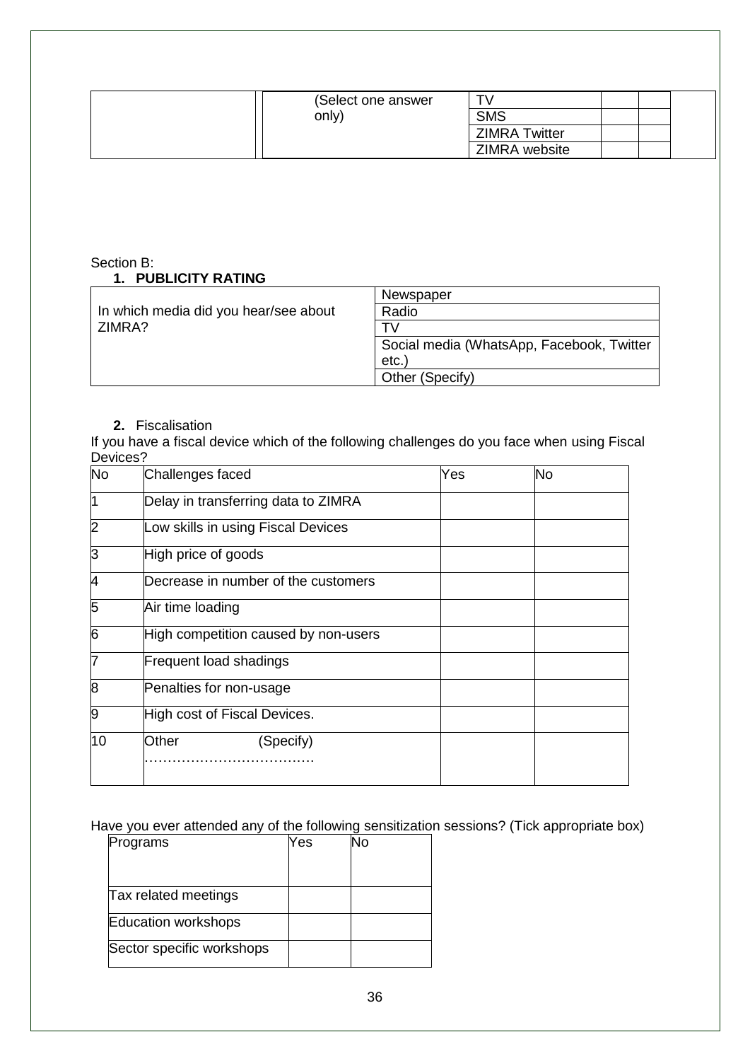| | | | | | |
|---|---|---|---|---|---|
| | (Select one answer only) | TV | | | |
| | | SMS | | | |
| | | ZIMRA Twitter | | | |
| | | ZIMRA website | | | |

Section B:

**1. PUBLICITY RATING**

| | |
|---|---|
| In which media did you hear/see about ZIMRA? | Newspaper |
| | Radio |
| | TV |
| | Social media (WhatsApp, Facebook, Twitter etc.) |
| | Other (Specify) |

**2.** Fiscalisation

If you have a fiscal device which of the following challenges do you face when using Fiscal Devices?

| No | Challenges faced | Yes | No |
|---|---|---|---|
| 1 | Delay in transferring data to ZIMRA | | |
| 2 | Low skills in using Fiscal Devices | | |
| 3 | High price of goods | | |
| 4 | Decrease in number of the customers | | |
| 5 | Air time loading | | |
| 6 | High competition caused by non-users | | |
| 7 | Frequent load shadings | | |
| 8 | Penalties for non-usage | | |
| 9 | High cost of Fiscal Devices. | | |
| 10 | Other (Specify) ………………………………. | | |

Have you ever attended any of the following sensitization sessions? (Tick appropriate box)

| Programs | Yes | No |
|---|---|---|
| Tax related meetings | | |
| Education workshops | | |
| Sector specific workshops | | |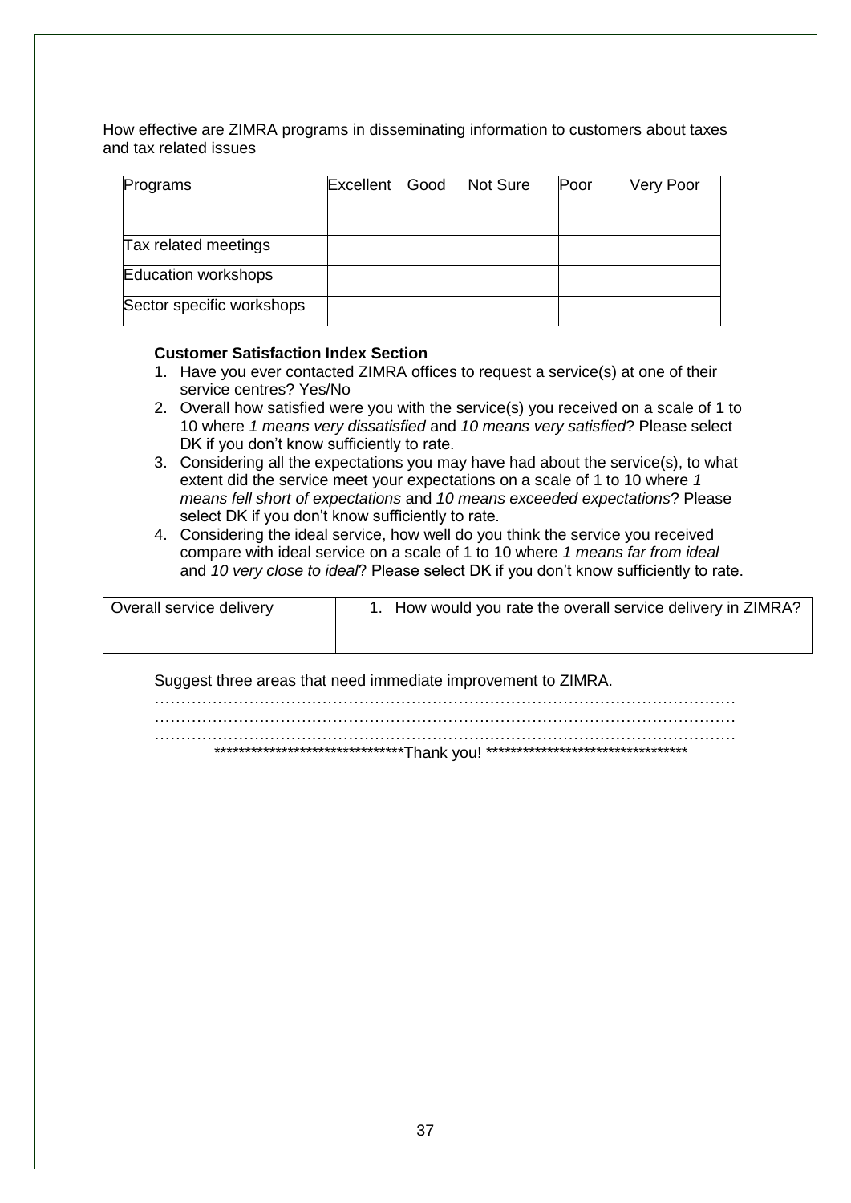How effective are ZIMRA programs in disseminating information to customers about taxes and tax related issues

| Programs | Excellent | Good | Not Sure | Poor | Very Poor |
|---|---|---|---|---|---|
| Tax related meetings | | | | | |
| Education workshops | | | | | |
| Sector specific workshops | | | | | |

**Customer Satisfaction Index Section**

1. Have you ever contacted ZIMRA offices to request a service(s) at one of their service centres? Yes/No
2. Overall how satisfied were you with the service(s) you received on a scale of 1 to 10 where *1 means very dissatisfied* and *10 means very satisfied*? Please select DK if you don't know sufficiently to rate.
3. Considering all the expectations you may have had about the service(s), to what extent did the service meet your expectations on a scale of 1 to 10 where *1 means fell short of expectations* and *10 means exceeded expectations*? Please select DK if you don't know sufficiently to rate.
4. Considering the ideal service, how well do you think the service you received compare with ideal service on a scale of 1 to 10 where *1 means far from ideal* and *10 very close to ideal*? Please select DK if you don't know sufficiently to rate.

| | |
|---|---|
| Overall service delivery | 1. How would you rate the overall service delivery in ZIMRA? |

Suggest three areas that need immediate improvement to ZIMRA.

…………………………………………………………………………………………………

…………………………………………………………………………………………………

…………………………………………………………………………………………………

********************************Thank you! *********************************